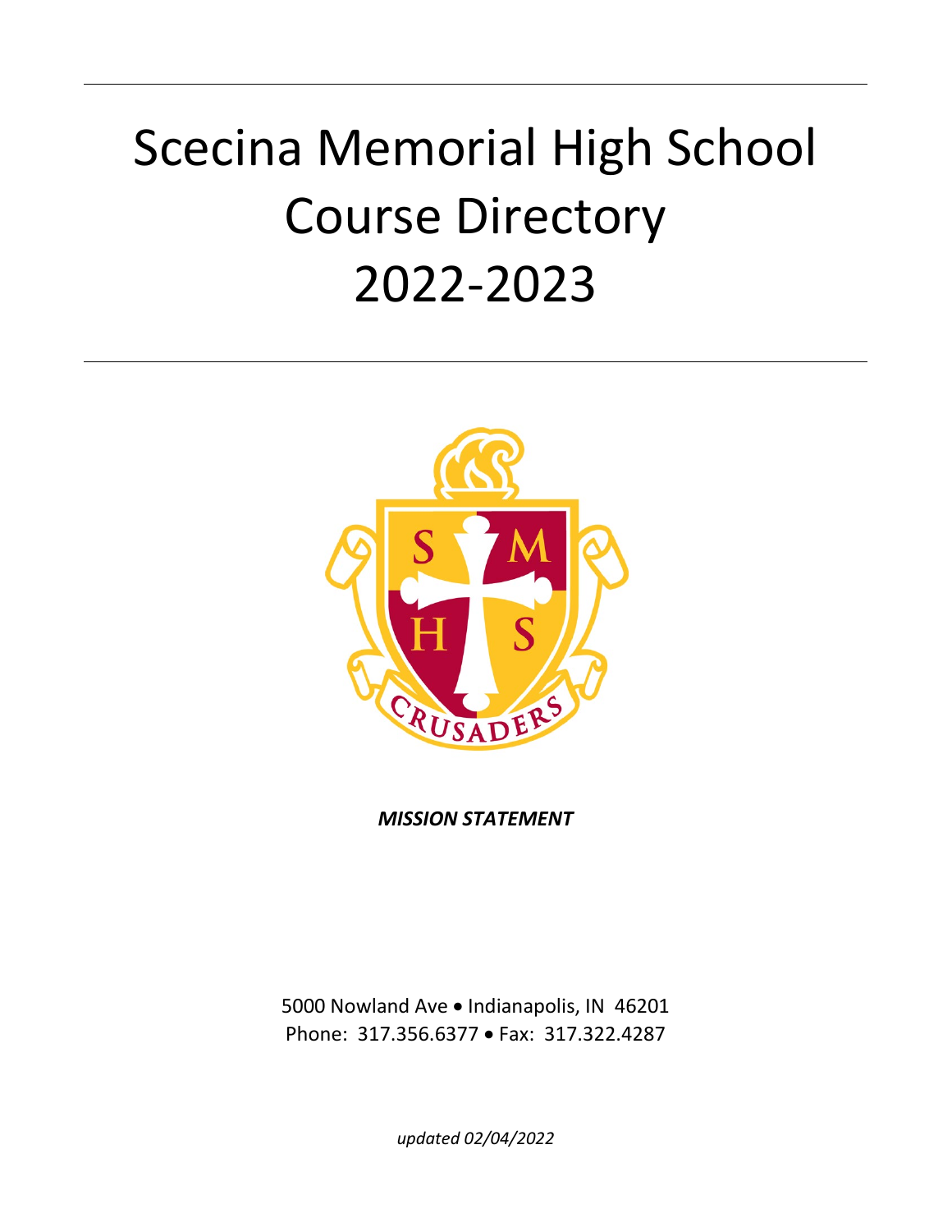# Scecina Memorial High School Course Directory 2022-2023

***MISSION STATEMENT***

5000 Nowland Ave • Indianapolis, IN 46201
Phone: 317.356.6377 • Fax: 317.322.4287

*updated 02/04/2022*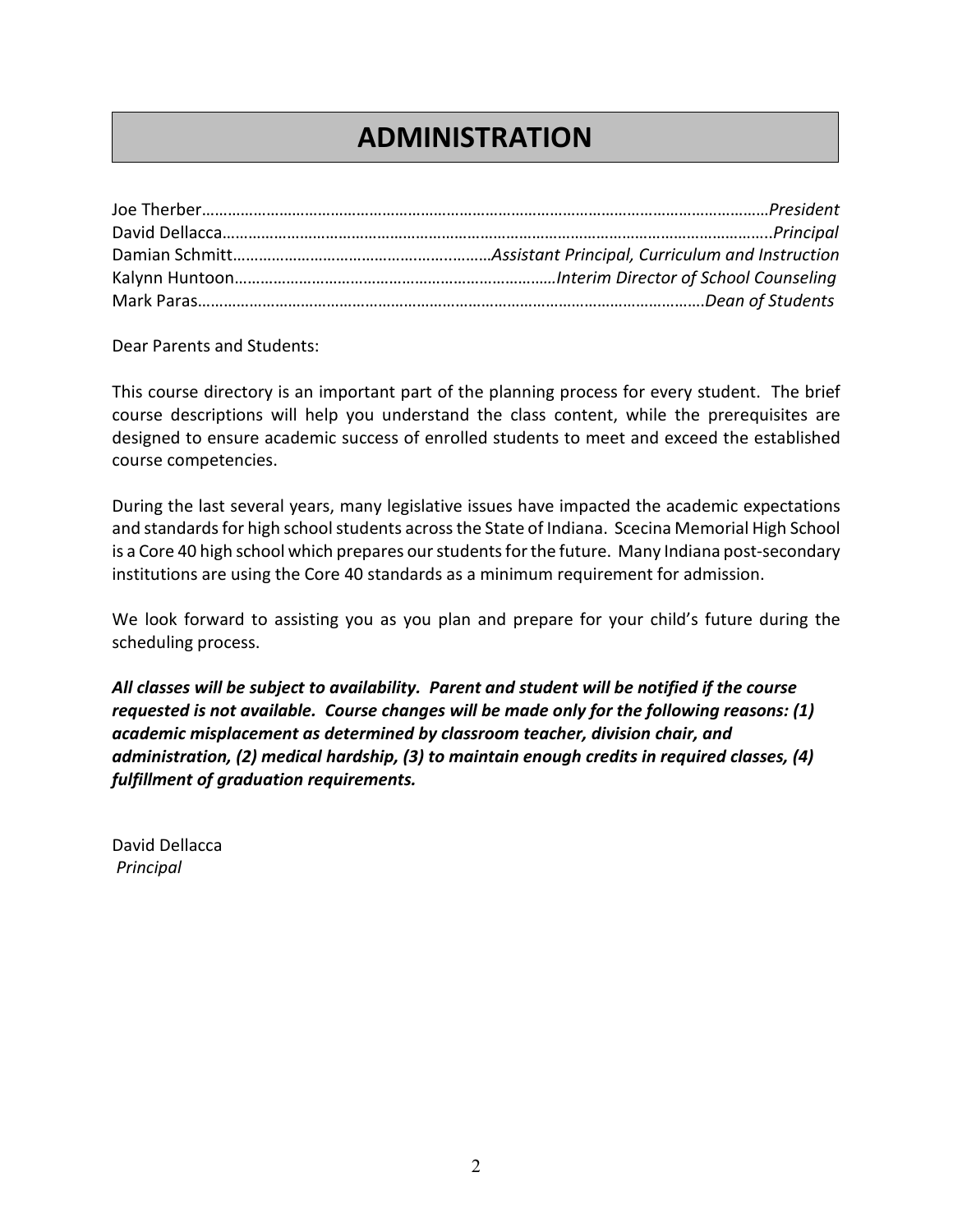# ADMINISTRATION

Joe Therber……………………………………………………………………………………………………………………*President*
David Dellacca…………………………………………………………………………………………………………..*Principal*
Damian Schmitt……………………………………………………*Assistant Principal, Curriculum and Instruction*
Kalynn Huntoon…………………………………………………………………*Interim Director of School Counseling*
Mark Paras……………………………………………………………………………………………………….*Dean of Students*

Dear Parents and Students:

This course directory is an important part of the planning process for every student. The brief course descriptions will help you understand the class content, while the prerequisites are designed to ensure academic success of enrolled students to meet and exceed the established course competencies.

During the last several years, many legislative issues have impacted the academic expectations and standards for high school students across the State of Indiana. Scecina Memorial High School is a Core 40 high school which prepares our students for the future. Many Indiana post-secondary institutions are using the Core 40 standards as a minimum requirement for admission.

We look forward to assisting you as you plan and prepare for your child's future during the scheduling process.

***All classes will be subject to availability. Parent and student will be notified if the course requested is not available. Course changes will be made only for the following reasons: (1) academic misplacement as determined by classroom teacher, division chair, and administration, (2) medical hardship, (3) to maintain enough credits in required classes, (4) fulfillment of graduation requirements.***

David Dellacca
*Principal*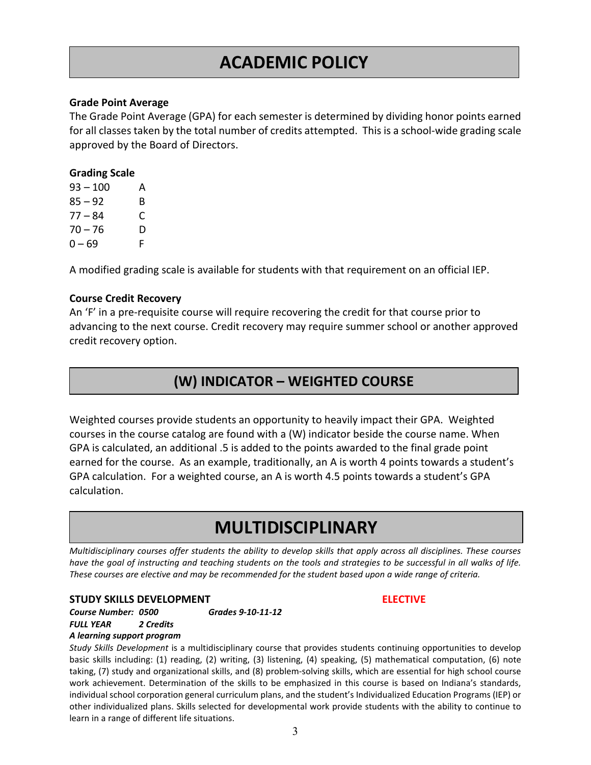# ACADEMIC POLICY

**Grade Point Average**

The Grade Point Average (GPA) for each semester is determined by dividing honor points earned for all classes taken by the total number of credits attempted. This is a school-wide grading scale approved by the Board of Directors.

**Grading Scale**

| | |
|---|---|
| 93 – 100 | A |
| 85 – 92 | B |
| 77 – 84 | C |
| 70 – 76 | D |
| 0 – 69 | F |

A modified grading scale is available for students with that requirement on an official IEP.

**Course Credit Recovery**

An 'F' in a pre-requisite course will require recovering the credit for that course prior to advancing to the next course. Credit recovery may require summer school or another approved credit recovery option.

## (W) INDICATOR – WEIGHTED COURSE

Weighted courses provide students an opportunity to heavily impact their GPA. Weighted courses in the course catalog are found with a (W) indicator beside the course name. When GPA is calculated, an additional .5 is added to the points awarded to the final grade point earned for the course. As an example, traditionally, an A is worth 4 points towards a student's GPA calculation. For a weighted course, an A is worth 4.5 points towards a student's GPA calculation.

# MULTIDISCIPLINARY

*Multidisciplinary courses offer students the ability to develop skills that apply across all disciplines. These courses have the goal of instructing and teaching students on the tools and strategies to be successful in all walks of life. These courses are elective and may be recommended for the student based upon a wide range of criteria.*

**STUDY SKILLS DEVELOPMENT** **ELECTIVE**

***Course Number: 0500*** ***Grades 9-10-11-12***
***FULL YEAR*** ***2 Credits***
***A learning support program***

*Study Skills Development* is a multidisciplinary course that provides students continuing opportunities to develop basic skills including: (1) reading, (2) writing, (3) listening, (4) speaking, (5) mathematical computation, (6) note taking, (7) study and organizational skills, and (8) problem-solving skills, which are essential for high school course work achievement. Determination of the skills to be emphasized in this course is based on Indiana's standards, individual school corporation general curriculum plans, and the student's Individualized Education Programs (IEP) or other individualized plans. Skills selected for developmental work provide students with the ability to continue to learn in a range of different life situations.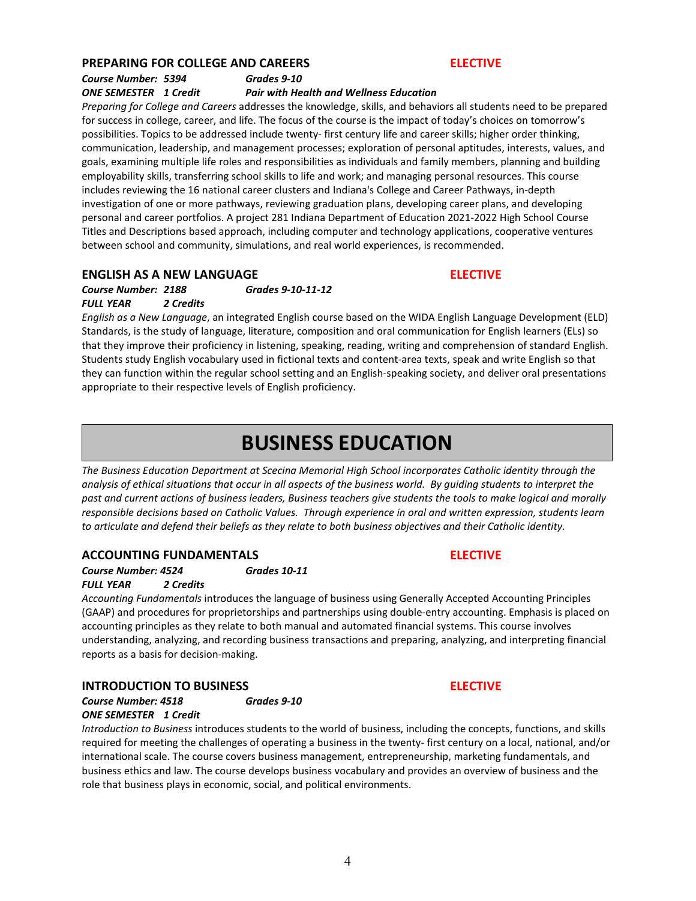### PREPARING FOR COLLEGE AND CAREERS — ELECTIVE

***Course Number: 5394*** ***Grades 9-10***
***ONE SEMESTER 1 Credit*** ***Pair with Health and Wellness Education***

*Preparing for College and Careers* addresses the knowledge, skills, and behaviors all students need to be prepared for success in college, career, and life. The focus of the course is the impact of today's choices on tomorrow's possibilities. Topics to be addressed include twenty- first century life and career skills; higher order thinking, communication, leadership, and management processes; exploration of personal aptitudes, interests, values, and goals, examining multiple life roles and responsibilities as individuals and family members, planning and building employability skills, transferring school skills to life and work; and managing personal resources. This course includes reviewing the 16 national career clusters and Indiana's College and Career Pathways, in-depth investigation of one or more pathways, reviewing graduation plans, developing career plans, and developing personal and career portfolios. A project 281 Indiana Department of Education 2021-2022 High School Course Titles and Descriptions based approach, including computer and technology applications, cooperative ventures between school and community, simulations, and real world experiences, is recommended.

### ENGLISH AS A NEW LANGUAGE — ELECTIVE

***Course Number: 2188*** ***Grades 9-10-11-12***
***FULL YEAR 2 Credits***

*English as a New Language*, an integrated English course based on the WIDA English Language Development (ELD) Standards, is the study of language, literature, composition and oral communication for English learners (ELs) so that they improve their proficiency in listening, speaking, reading, writing and comprehension of standard English. Students study English vocabulary used in fictional texts and content-area texts, speak and write English so that they can function within the regular school setting and an English-speaking society, and deliver oral presentations appropriate to their respective levels of English proficiency.

## BUSINESS EDUCATION

*The Business Education Department at Scecina Memorial High School incorporates Catholic identity through the analysis of ethical situations that occur in all aspects of the business world. By guiding students to interpret the past and current actions of business leaders, Business teachers give students the tools to make logical and morally responsible decisions based on Catholic Values. Through experience in oral and written expression, students learn to articulate and defend their beliefs as they relate to both business objectives and their Catholic identity.*

### ACCOUNTING FUNDAMENTALS — ELECTIVE

***Course Number: 4524*** ***Grades 10-11***
***FULL YEAR 2 Credits***

*Accounting Fundamentals* introduces the language of business using Generally Accepted Accounting Principles (GAAP) and procedures for proprietorships and partnerships using double-entry accounting. Emphasis is placed on accounting principles as they relate to both manual and automated financial systems. This course involves understanding, analyzing, and recording business transactions and preparing, analyzing, and interpreting financial reports as a basis for decision-making.

### INTRODUCTION TO BUSINESS — ELECTIVE

***Course Number: 4518*** ***Grades 9-10***
***ONE SEMESTER 1 Credit***

*Introduction to Business* introduces students to the world of business, including the concepts, functions, and skills required for meeting the challenges of operating a business in the twenty- first century on a local, national, and/or international scale. The course covers business management, entrepreneurship, marketing fundamentals, and business ethics and law. The course develops business vocabulary and provides an overview of business and the role that business plays in economic, social, and political environments.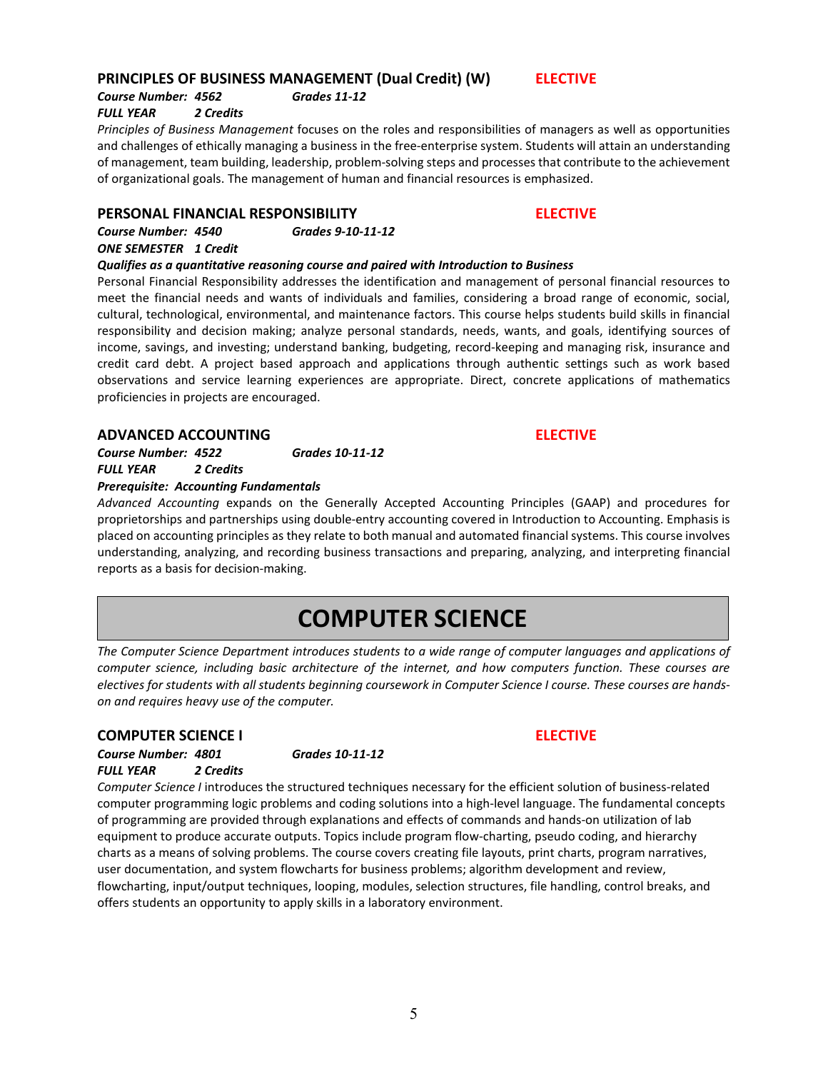### PRINCIPLES OF BUSINESS MANAGEMENT (Dual Credit) (W) ELECTIVE

***Course Number: 4562*** ***Grades 11-12***
***FULL YEAR*** ***2 Credits***

*Principles of Business Management* focuses on the roles and responsibilities of managers as well as opportunities and challenges of ethically managing a business in the free-enterprise system. Students will attain an understanding of management, team building, leadership, problem-solving steps and processes that contribute to the achievement of organizational goals. The management of human and financial resources is emphasized.

### PERSONAL FINANCIAL RESPONSIBILITY ELECTIVE

***Course Number: 4540*** ***Grades 9-10-11-12***
***ONE SEMESTER*** ***1 Credit***
***Qualifies as a quantitative reasoning course and paired with Introduction to Business***

Personal Financial Responsibility addresses the identification and management of personal financial resources to meet the financial needs and wants of individuals and families, considering a broad range of economic, social, cultural, technological, environmental, and maintenance factors. This course helps students build skills in financial responsibility and decision making; analyze personal standards, needs, wants, and goals, identifying sources of income, savings, and investing; understand banking, budgeting, record-keeping and managing risk, insurance and credit card debt. A project based approach and applications through authentic settings such as work based observations and service learning experiences are appropriate. Direct, concrete applications of mathematics proficiencies in projects are encouraged.

### ADVANCED ACCOUNTING ELECTIVE

***Course Number: 4522*** ***Grades 10-11-12***
***FULL YEAR*** ***2 Credits***
***Prerequisite: Accounting Fundamentals***

*Advanced Accounting* expands on the Generally Accepted Accounting Principles (GAAP) and procedures for proprietorships and partnerships using double-entry accounting covered in Introduction to Accounting. Emphasis is placed on accounting principles as they relate to both manual and automated financial systems. This course involves understanding, analyzing, and recording business transactions and preparing, analyzing, and interpreting financial reports as a basis for decision-making.

# COMPUTER SCIENCE

*The Computer Science Department introduces students to a wide range of computer languages and applications of computer science, including basic architecture of the internet, and how computers function. These courses are electives for students with all students beginning coursework in Computer Science I course. These courses are hands-on and requires heavy use of the computer.*

### COMPUTER SCIENCE I ELECTIVE

***Course Number: 4801*** ***Grades 10-11-12***
***FULL YEAR*** ***2 Credits***

*Computer Science I* introduces the structured techniques necessary for the efficient solution of business-related computer programming logic problems and coding solutions into a high-level language. The fundamental concepts of programming are provided through explanations and effects of commands and hands-on utilization of lab equipment to produce accurate outputs. Topics include program flow-charting, pseudo coding, and hierarchy charts as a means of solving problems. The course covers creating file layouts, print charts, program narratives, user documentation, and system flowcharts for business problems; algorithm development and review, flowcharting, input/output techniques, looping, modules, selection structures, file handling, control breaks, and offers students an opportunity to apply skills in a laboratory environment.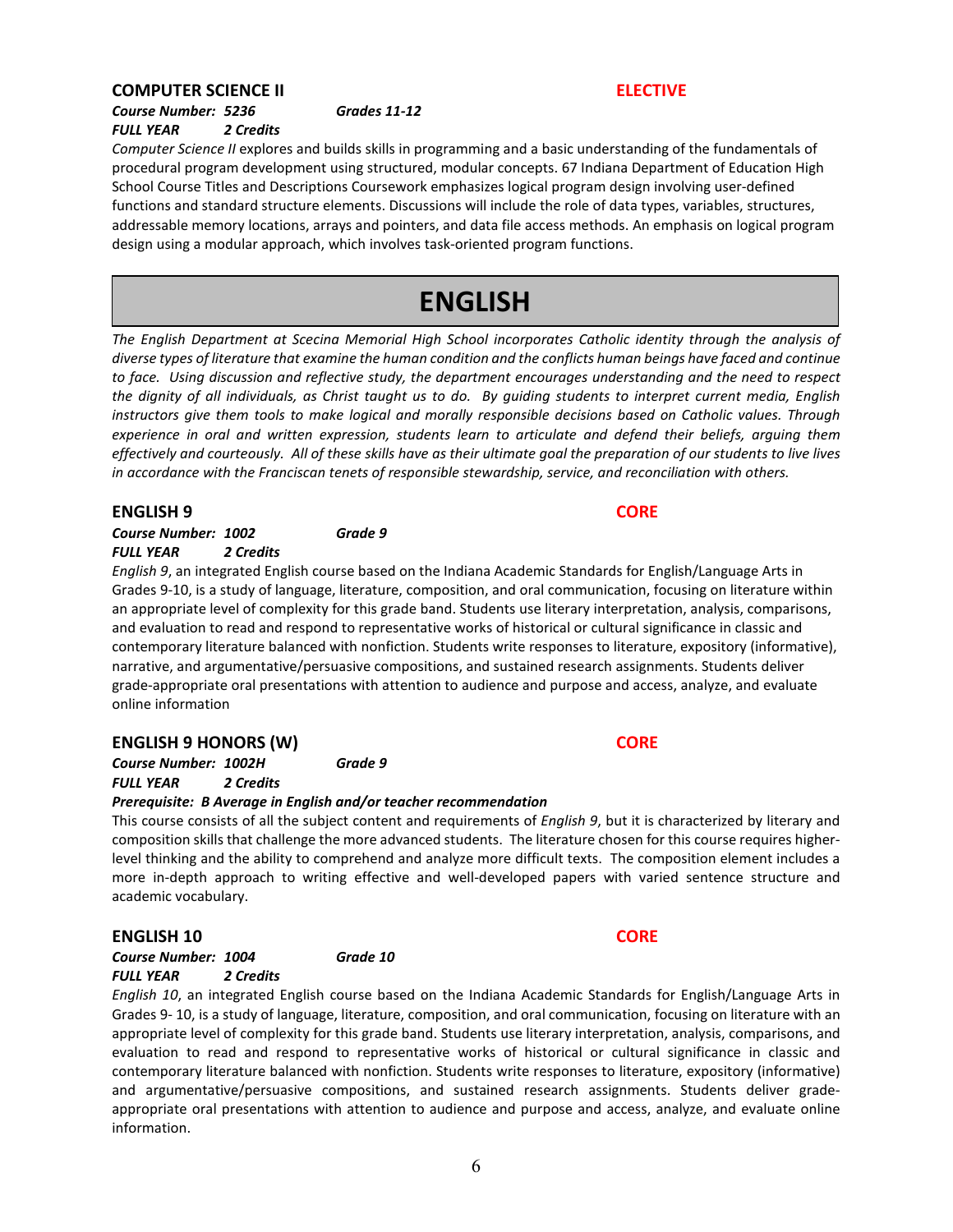### COMPUTER SCIENCE II — ELECTIVE

***Course Number: 5236*** ***Grades 11-12***
***FULL YEAR*** ***2 Credits***

*Computer Science II* explores and builds skills in programming and a basic understanding of the fundamentals of procedural program development using structured, modular concepts. 67 Indiana Department of Education High School Course Titles and Descriptions Coursework emphasizes logical program design involving user-defined functions and standard structure elements. Discussions will include the role of data types, variables, structures, addressable memory locations, arrays and pointers, and data file access methods. An emphasis on logical program design using a modular approach, which involves task-oriented program functions.

# ENGLISH

*The English Department at Scecina Memorial High School incorporates Catholic identity through the analysis of diverse types of literature that examine the human condition and the conflicts human beings have faced and continue to face. Using discussion and reflective study, the department encourages understanding and the need to respect the dignity of all individuals, as Christ taught us to do. By guiding students to interpret current media, English instructors give them tools to make logical and morally responsible decisions based on Catholic values. Through experience in oral and written expression, students learn to articulate and defend their beliefs, arguing them effectively and courteously. All of these skills have as their ultimate goal the preparation of our students to live lives in accordance with the Franciscan tenets of responsible stewardship, service, and reconciliation with others.*

### ENGLISH 9 — CORE

***Course Number: 1002*** ***Grade 9***
***FULL YEAR*** ***2 Credits***

*English 9*, an integrated English course based on the Indiana Academic Standards for English/Language Arts in Grades 9-10, is a study of language, literature, composition, and oral communication, focusing on literature within an appropriate level of complexity for this grade band. Students use literary interpretation, analysis, comparisons, and evaluation to read and respond to representative works of historical or cultural significance in classic and contemporary literature balanced with nonfiction. Students write responses to literature, expository (informative), narrative, and argumentative/persuasive compositions, and sustained research assignments. Students deliver grade-appropriate oral presentations with attention to audience and purpose and access, analyze, and evaluate online information

### ENGLISH 9 HONORS (W) — CORE

***Course Number: 1002H*** ***Grade 9***
***FULL YEAR*** ***2 Credits***
***Prerequisite: B Average in English and/or teacher recommendation***

This course consists of all the subject content and requirements of *English 9*, but it is characterized by literary and composition skills that challenge the more advanced students. The literature chosen for this course requires higher-level thinking and the ability to comprehend and analyze more difficult texts. The composition element includes a more in-depth approach to writing effective and well-developed papers with varied sentence structure and academic vocabulary.

### ENGLISH 10 — CORE

***Course Number: 1004*** ***Grade 10***
***FULL YEAR*** ***2 Credits***

*English 10*, an integrated English course based on the Indiana Academic Standards for English/Language Arts in Grades 9- 10, is a study of language, literature, composition, and oral communication, focusing on literature with an appropriate level of complexity for this grade band. Students use literary interpretation, analysis, comparisons, and evaluation to read and respond to representative works of historical or cultural significance in classic and contemporary literature balanced with nonfiction. Students write responses to literature, expository (informative) and argumentative/persuasive compositions, and sustained research assignments. Students deliver grade-appropriate oral presentations with attention to audience and purpose and access, analyze, and evaluate online information.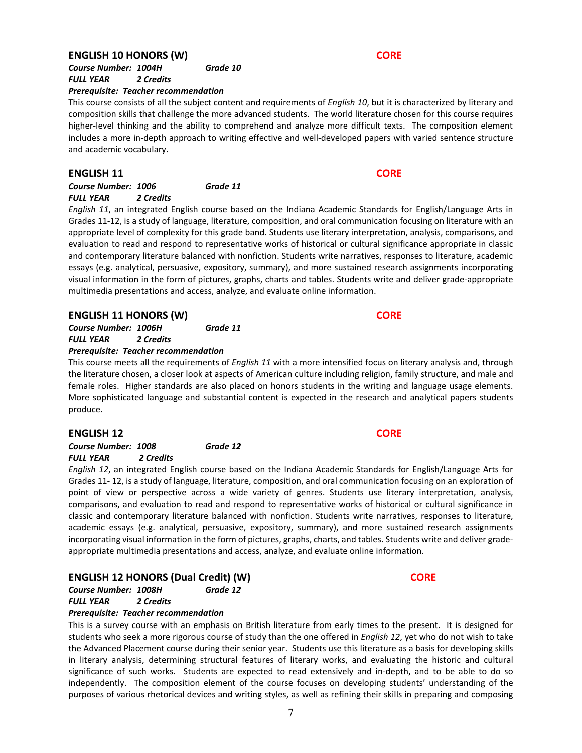## ENGLISH 10 HONORS (W) **CORE**

***Course Number: 1004H*** ***Grade 10***
***FULL YEAR*** ***2 Credits***
***Prerequisite: Teacher recommendation***

This course consists of all the subject content and requirements of *English 10*, but it is characterized by literary and composition skills that challenge the more advanced students. The world literature chosen for this course requires higher-level thinking and the ability to comprehend and analyze more difficult texts. The composition element includes a more in-depth approach to writing effective and well-developed papers with varied sentence structure and academic vocabulary.

## ENGLISH 11 **CORE**

***Course Number: 1006*** ***Grade 11***
***FULL YEAR*** ***2 Credits***

*English 11*, an integrated English course based on the Indiana Academic Standards for English/Language Arts in Grades 11-12, is a study of language, literature, composition, and oral communication focusing on literature with an appropriate level of complexity for this grade band. Students use literary interpretation, analysis, comparisons, and evaluation to read and respond to representative works of historical or cultural significance appropriate in classic and contemporary literature balanced with nonfiction. Students write narratives, responses to literature, academic essays (e.g. analytical, persuasive, expository, summary), and more sustained research assignments incorporating visual information in the form of pictures, graphs, charts and tables. Students write and deliver grade-appropriate multimedia presentations and access, analyze, and evaluate online information.

## ENGLISH 11 HONORS (W) **CORE**

***Course Number: 1006H*** ***Grade 11***
***FULL YEAR*** ***2 Credits***
***Prerequisite: Teacher recommendation***

This course meets all the requirements of *English 11* with a more intensified focus on literary analysis and, through the literature chosen, a closer look at aspects of American culture including religion, family structure, and male and female roles. Higher standards are also placed on honors students in the writing and language usage elements. More sophisticated language and substantial content is expected in the research and analytical papers students produce.

## ENGLISH 12 **CORE**

***Course Number: 1008*** ***Grade 12***
***FULL YEAR*** ***2 Credits***

*English 12*, an integrated English course based on the Indiana Academic Standards for English/Language Arts for Grades 11- 12, is a study of language, literature, composition, and oral communication focusing on an exploration of point of view or perspective across a wide variety of genres. Students use literary interpretation, analysis, comparisons, and evaluation to read and respond to representative works of historical or cultural significance in classic and contemporary literature balanced with nonfiction. Students write narratives, responses to literature, academic essays (e.g. analytical, persuasive, expository, summary), and more sustained research assignments incorporating visual information in the form of pictures, graphs, charts, and tables. Students write and deliver grade-appropriate multimedia presentations and access, analyze, and evaluate online information.

## ENGLISH 12 HONORS (Dual Credit) (W) **CORE**

***Course Number: 1008H*** ***Grade 12***
***FULL YEAR*** ***2 Credits***
***Prerequisite: Teacher recommendation***

This is a survey course with an emphasis on British literature from early times to the present. It is designed for students who seek a more rigorous course of study than the one offered in *English 12*, yet who do not wish to take the Advanced Placement course during their senior year. Students use this literature as a basis for developing skills in literary analysis, determining structural features of literary works, and evaluating the historic and cultural significance of such works. Students are expected to read extensively and in-depth, and to be able to do so independently. The composition element of the course focuses on developing students' understanding of the purposes of various rhetorical devices and writing styles, as well as refining their skills in preparing and composing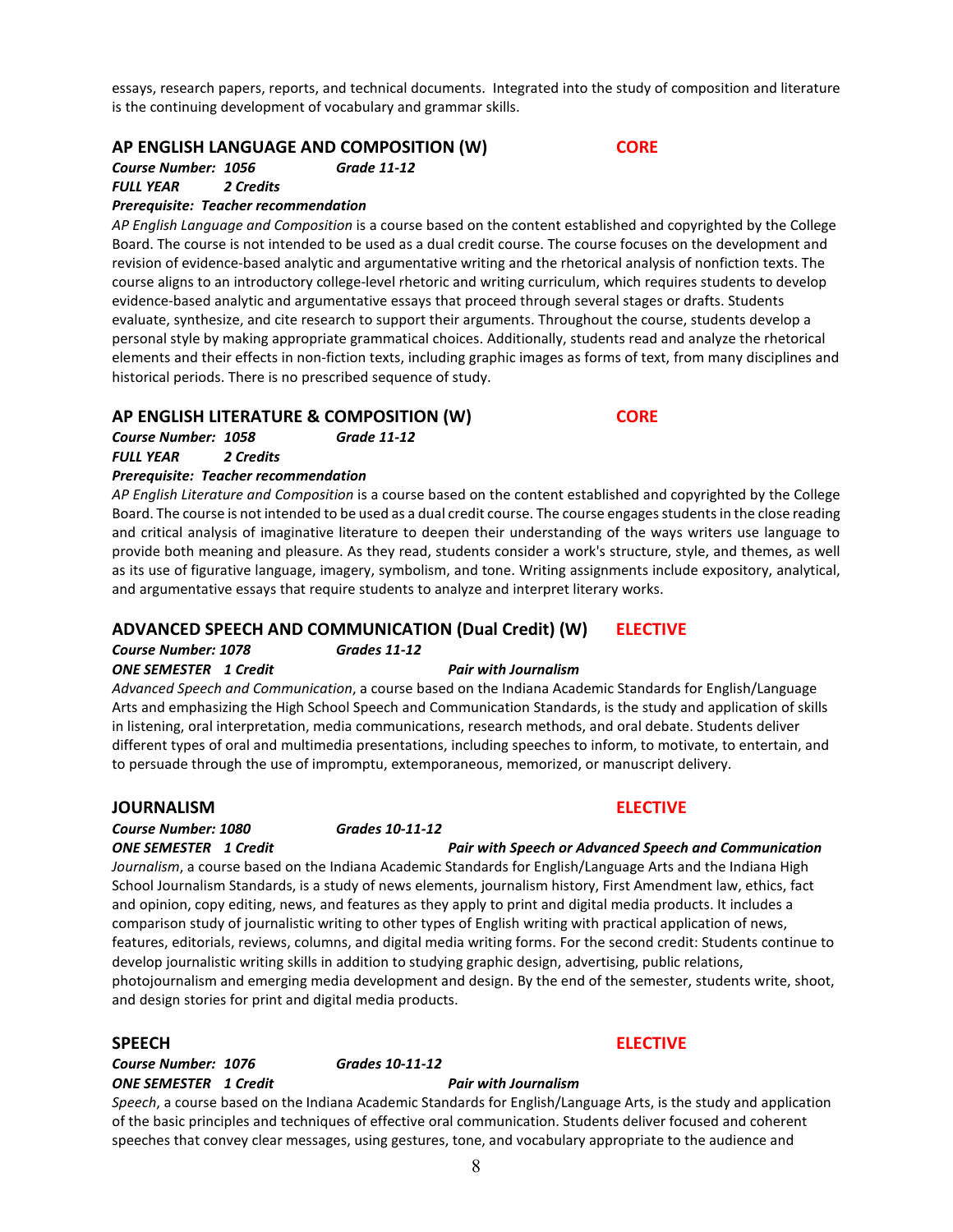essays, research papers, reports, and technical documents. Integrated into the study of composition and literature is the continuing development of vocabulary and grammar skills.

## AP ENGLISH LANGUAGE AND COMPOSITION (W) CORE

***Course Number: 1056*** ***Grade 11-12***
***FULL YEAR*** ***2 Credits***
***Prerequisite: Teacher recommendation***

*AP English Language and Composition* is a course based on the content established and copyrighted by the College Board. The course is not intended to be used as a dual credit course. The course focuses on the development and revision of evidence-based analytic and argumentative writing and the rhetorical analysis of nonfiction texts. The course aligns to an introductory college-level rhetoric and writing curriculum, which requires students to develop evidence-based analytic and argumentative essays that proceed through several stages or drafts. Students evaluate, synthesize, and cite research to support their arguments. Throughout the course, students develop a personal style by making appropriate grammatical choices. Additionally, students read and analyze the rhetorical elements and their effects in non-fiction texts, including graphic images as forms of text, from many disciplines and historical periods. There is no prescribed sequence of study.

## AP ENGLISH LITERATURE & COMPOSITION (W) CORE

***Course Number: 1058*** ***Grade 11-12***
***FULL YEAR*** ***2 Credits***
***Prerequisite: Teacher recommendation***

*AP English Literature and Composition* is a course based on the content established and copyrighted by the College Board. The course is not intended to be used as a dual credit course. The course engages students in the close reading and critical analysis of imaginative literature to deepen their understanding of the ways writers use language to provide both meaning and pleasure. As they read, students consider a work's structure, style, and themes, as well as its use of figurative language, imagery, symbolism, and tone. Writing assignments include expository, analytical, and argumentative essays that require students to analyze and interpret literary works.

## ADVANCED SPEECH AND COMMUNICATION (Dual Credit) (W) ELECTIVE

***Course Number: 1078*** ***Grades 11-12***
***ONE SEMESTER 1 Credit*** ***Pair with Journalism***

*Advanced Speech and Communication*, a course based on the Indiana Academic Standards for English/Language Arts and emphasizing the High School Speech and Communication Standards, is the study and application of skills in listening, oral interpretation, media communications, research methods, and oral debate. Students deliver different types of oral and multimedia presentations, including speeches to inform, to motivate, to entertain, and to persuade through the use of impromptu, extemporaneous, memorized, or manuscript delivery.

## JOURNALISM ELECTIVE

***Course Number: 1080*** ***Grades 10-11-12***
***ONE SEMESTER 1 Credit*** ***Pair with Speech or Advanced Speech and Communication***

*Journalism*, a course based on the Indiana Academic Standards for English/Language Arts and the Indiana High School Journalism Standards, is a study of news elements, journalism history, First Amendment law, ethics, fact and opinion, copy editing, news, and features as they apply to print and digital media products. It includes a comparison study of journalistic writing to other types of English writing with practical application of news, features, editorials, reviews, columns, and digital media writing forms. For the second credit: Students continue to develop journalistic writing skills in addition to studying graphic design, advertising, public relations, photojournalism and emerging media development and design. By the end of the semester, students write, shoot, and design stories for print and digital media products.

## SPEECH ELECTIVE

***Course Number: 1076*** ***Grades 10-11-12***
***ONE SEMESTER 1 Credit*** ***Pair with Journalism***

*Speech*, a course based on the Indiana Academic Standards for English/Language Arts, is the study and application of the basic principles and techniques of effective oral communication. Students deliver focused and coherent speeches that convey clear messages, using gestures, tone, and vocabulary appropriate to the audience and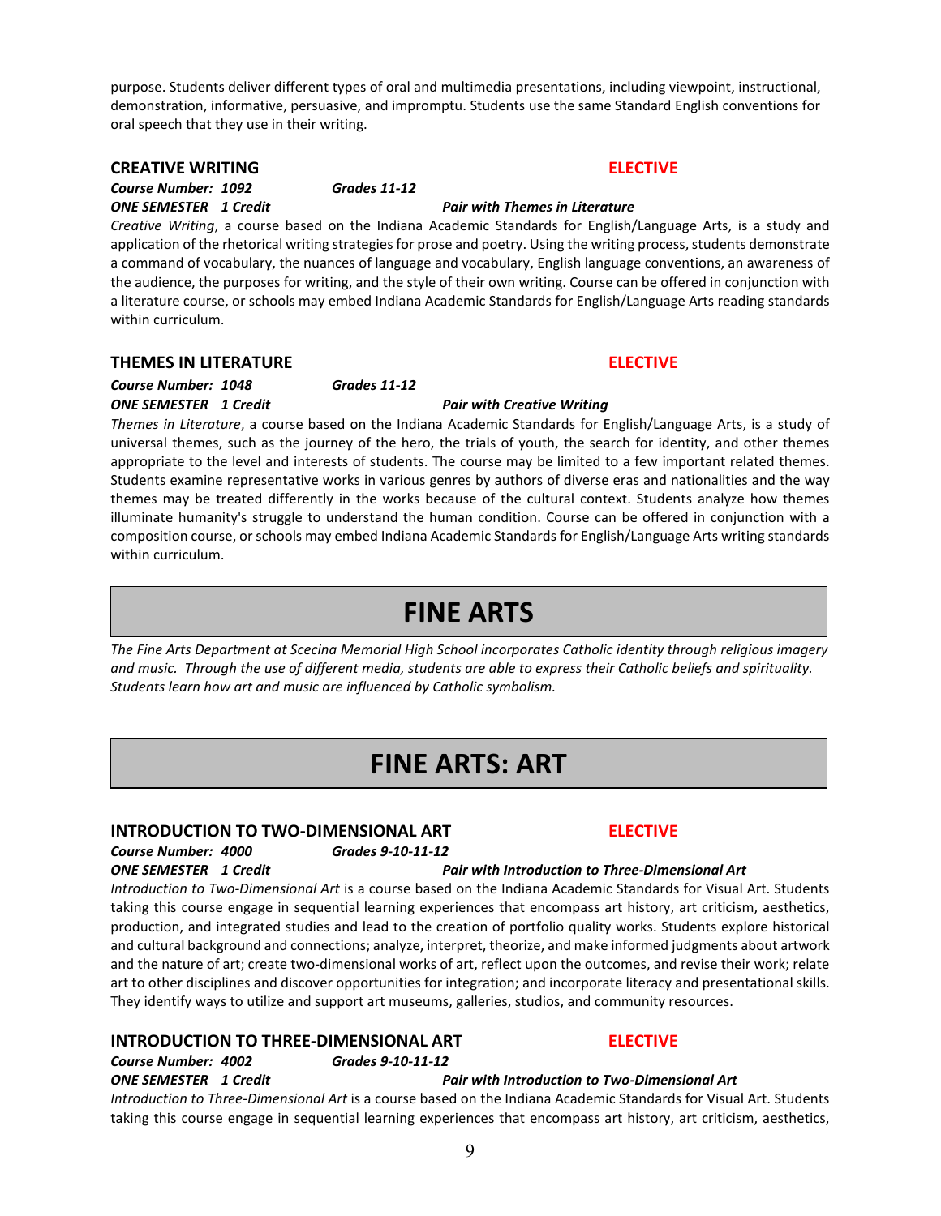purpose. Students deliver different types of oral and multimedia presentations, including viewpoint, instructional, demonstration, informative, persuasive, and impromptu. Students use the same Standard English conventions for oral speech that they use in their writing.

### CREATIVE WRITING — ELECTIVE

***Course Number: 1092*** ***Grades 11-12***
***ONE SEMESTER 1 Credit*** ***Pair with Themes in Literature***

*Creative Writing*, a course based on the Indiana Academic Standards for English/Language Arts, is a study and application of the rhetorical writing strategies for prose and poetry. Using the writing process, students demonstrate a command of vocabulary, the nuances of language and vocabulary, English language conventions, an awareness of the audience, the purposes for writing, and the style of their own writing. Course can be offered in conjunction with a literature course, or schools may embed Indiana Academic Standards for English/Language Arts reading standards within curriculum.

### THEMES IN LITERATURE — ELECTIVE

***Course Number: 1048*** ***Grades 11-12***
***ONE SEMESTER 1 Credit*** ***Pair with Creative Writing***

*Themes in Literature*, a course based on the Indiana Academic Standards for English/Language Arts, is a study of universal themes, such as the journey of the hero, the trials of youth, the search for identity, and other themes appropriate to the level and interests of students. The course may be limited to a few important related themes. Students examine representative works in various genres by authors of diverse eras and nationalities and the way themes may be treated differently in the works because of the cultural context. Students analyze how themes illuminate humanity's struggle to understand the human condition. Course can be offered in conjunction with a composition course, or schools may embed Indiana Academic Standards for English/Language Arts writing standards within curriculum.

# FINE ARTS

*The Fine Arts Department at Scecina Memorial High School incorporates Catholic identity through religious imagery and music. Through the use of different media, students are able to express their Catholic beliefs and spirituality. Students learn how art and music are influenced by Catholic symbolism.*

# FINE ARTS: ART

### INTRODUCTION TO TWO-DIMENSIONAL ART — ELECTIVE

***Course Number: 4000*** ***Grades 9-10-11-12***
***ONE SEMESTER 1 Credit*** ***Pair with Introduction to Three-Dimensional Art***

*Introduction to Two-Dimensional Art* is a course based on the Indiana Academic Standards for Visual Art. Students taking this course engage in sequential learning experiences that encompass art history, art criticism, aesthetics, production, and integrated studies and lead to the creation of portfolio quality works. Students explore historical and cultural background and connections; analyze, interpret, theorize, and make informed judgments about artwork and the nature of art; create two-dimensional works of art, reflect upon the outcomes, and revise their work; relate art to other disciplines and discover opportunities for integration; and incorporate literacy and presentational skills. They identify ways to utilize and support art museums, galleries, studios, and community resources.

### INTRODUCTION TO THREE-DIMENSIONAL ART — ELECTIVE

***Course Number: 4002*** ***Grades 9-10-11-12***
***ONE SEMESTER 1 Credit*** ***Pair with Introduction to Two-Dimensional Art***

*Introduction to Three-Dimensional Art* is a course based on the Indiana Academic Standards for Visual Art. Students taking this course engage in sequential learning experiences that encompass art history, art criticism, aesthetics,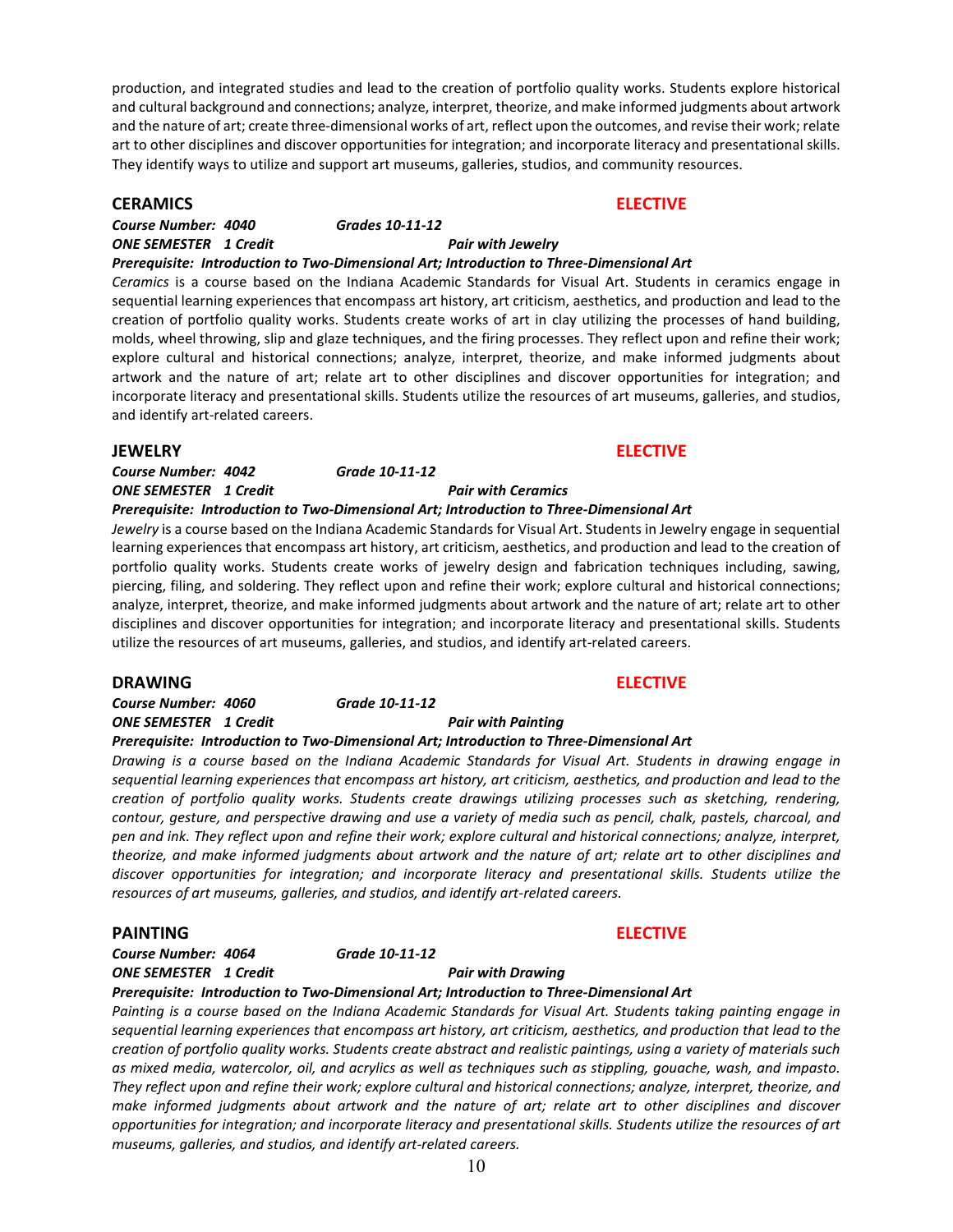production, and integrated studies and lead to the creation of portfolio quality works. Students explore historical and cultural background and connections; analyze, interpret, theorize, and make informed judgments about artwork and the nature of art; create three-dimensional works of art, reflect upon the outcomes, and revise their work; relate art to other disciplines and discover opportunities for integration; and incorporate literacy and presentational skills. They identify ways to utilize and support art museums, galleries, studios, and community resources.

## CERAMICS — ELECTIVE

***Course Number: 4040*** ***Grades 10-11-12***
***ONE SEMESTER 1 Credit*** ***Pair with Jewelry***
***Prerequisite: Introduction to Two-Dimensional Art; Introduction to Three-Dimensional Art***

*Ceramics* is a course based on the Indiana Academic Standards for Visual Art. Students in ceramics engage in sequential learning experiences that encompass art history, art criticism, aesthetics, and production and lead to the creation of portfolio quality works. Students create works of art in clay utilizing the processes of hand building, molds, wheel throwing, slip and glaze techniques, and the firing processes. They reflect upon and refine their work; explore cultural and historical connections; analyze, interpret, theorize, and make informed judgments about artwork and the nature of art; relate art to other disciplines and discover opportunities for integration; and incorporate literacy and presentational skills. Students utilize the resources of art museums, galleries, and studios, and identify art-related careers.

## JEWELRY — ELECTIVE

***Course Number: 4042*** ***Grade 10-11-12***
***ONE SEMESTER 1 Credit*** ***Pair with Ceramics***
***Prerequisite: Introduction to Two-Dimensional Art; Introduction to Three-Dimensional Art***

*Jewelry* is a course based on the Indiana Academic Standards for Visual Art. Students in Jewelry engage in sequential learning experiences that encompass art history, art criticism, aesthetics, and production and lead to the creation of portfolio quality works. Students create works of jewelry design and fabrication techniques including, sawing, piercing, filing, and soldering. They reflect upon and refine their work; explore cultural and historical connections; analyze, interpret, theorize, and make informed judgments about artwork and the nature of art; relate art to other disciplines and discover opportunities for integration; and incorporate literacy and presentational skills. Students utilize the resources of art museums, galleries, and studios, and identify art-related careers.

## DRAWING — ELECTIVE

***Course Number: 4060*** ***Grade 10-11-12***
***ONE SEMESTER 1 Credit*** ***Pair with Painting***
***Prerequisite: Introduction to Two-Dimensional Art; Introduction to Three-Dimensional Art***

*Drawing is a course based on the Indiana Academic Standards for Visual Art. Students in drawing engage in sequential learning experiences that encompass art history, art criticism, aesthetics, and production and lead to the creation of portfolio quality works. Students create drawings utilizing processes such as sketching, rendering, contour, gesture, and perspective drawing and use a variety of media such as pencil, chalk, pastels, charcoal, and pen and ink. They reflect upon and refine their work; explore cultural and historical connections; analyze, interpret, theorize, and make informed judgments about artwork and the nature of art; relate art to other disciplines and discover opportunities for integration; and incorporate literacy and presentational skills. Students utilize the resources of art museums, galleries, and studios, and identify art-related careers.*

## PAINTING — ELECTIVE

***Course Number: 4064*** ***Grade 10-11-12***
***ONE SEMESTER 1 Credit*** ***Pair with Drawing***
***Prerequisite: Introduction to Two-Dimensional Art; Introduction to Three-Dimensional Art***

*Painting is a course based on the Indiana Academic Standards for Visual Art. Students taking painting engage in sequential learning experiences that encompass art history, art criticism, aesthetics, and production that lead to the creation of portfolio quality works. Students create abstract and realistic paintings, using a variety of materials such as mixed media, watercolor, oil, and acrylics as well as techniques such as stippling, gouache, wash, and impasto. They reflect upon and refine their work; explore cultural and historical connections; analyze, interpret, theorize, and make informed judgments about artwork and the nature of art; relate art to other disciplines and discover opportunities for integration; and incorporate literacy and presentational skills. Students utilize the resources of art museums, galleries, and studios, and identify art-related careers.*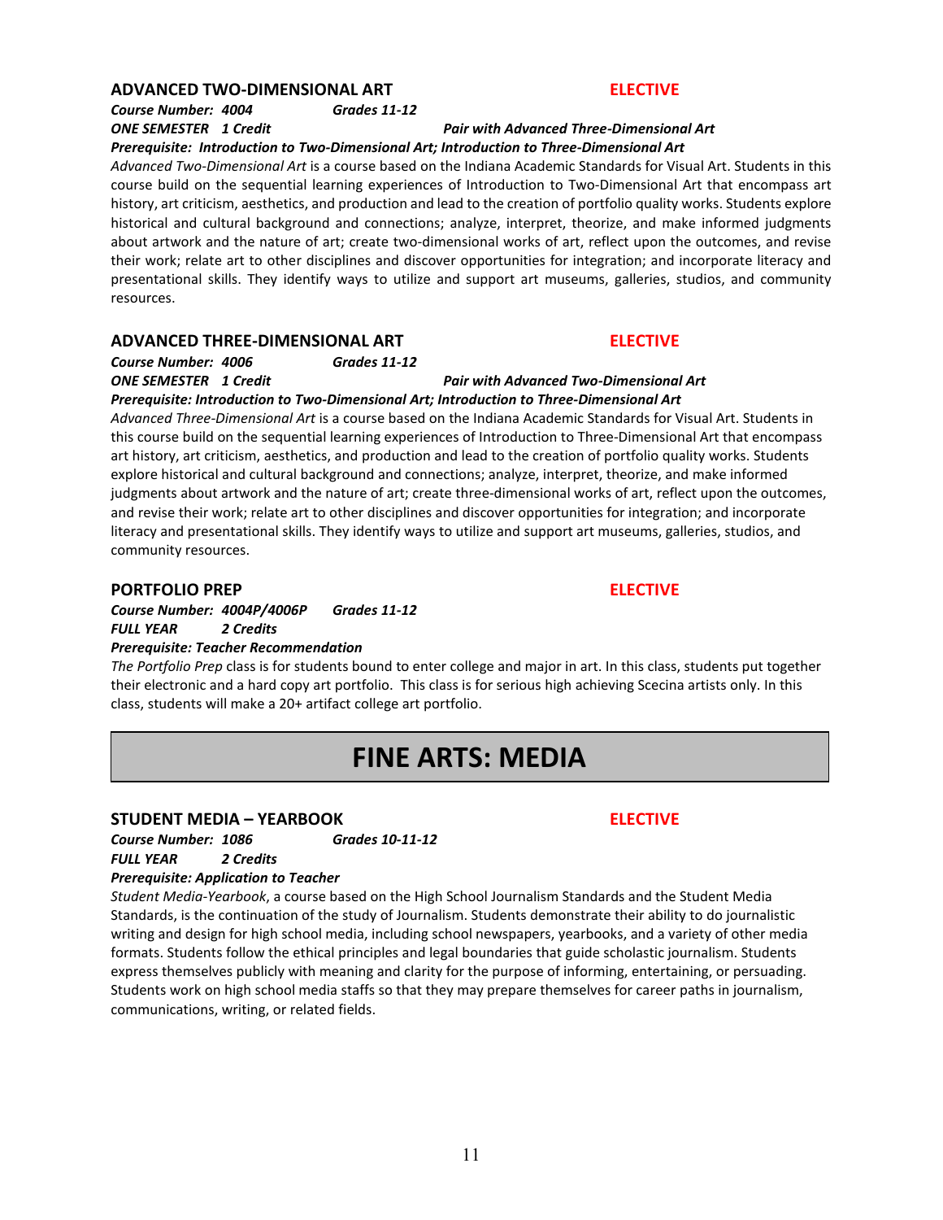### ADVANCED TWO-DIMENSIONAL ART **ELECTIVE**

***Course Number: 4004*** ***Grades 11-12***

***ONE SEMESTER 1 Credit*** ***Pair with Advanced Three-Dimensional Art***

***Prerequisite: Introduction to Two-Dimensional Art; Introduction to Three-Dimensional Art***

*Advanced Two-Dimensional Art* is a course based on the Indiana Academic Standards for Visual Art. Students in this course build on the sequential learning experiences of Introduction to Two-Dimensional Art that encompass art history, art criticism, aesthetics, and production and lead to the creation of portfolio quality works. Students explore historical and cultural background and connections; analyze, interpret, theorize, and make informed judgments about artwork and the nature of art; create two-dimensional works of art, reflect upon the outcomes, and revise their work; relate art to other disciplines and discover opportunities for integration; and incorporate literacy and presentational skills. They identify ways to utilize and support art museums, galleries, studios, and community resources.

### ADVANCED THREE-DIMENSIONAL ART **ELECTIVE**

***Course Number: 4006*** ***Grades 11-12***

***ONE SEMESTER 1 Credit*** ***Pair with Advanced Two-Dimensional Art***

***Prerequisite: Introduction to Two-Dimensional Art; Introduction to Three-Dimensional Art***

*Advanced Three-Dimensional Art* is a course based on the Indiana Academic Standards for Visual Art. Students in this course build on the sequential learning experiences of Introduction to Three-Dimensional Art that encompass art history, art criticism, aesthetics, and production and lead to the creation of portfolio quality works. Students explore historical and cultural background and connections; analyze, interpret, theorize, and make informed judgments about artwork and the nature of art; create three-dimensional works of art, reflect upon the outcomes, and revise their work; relate art to other disciplines and discover opportunities for integration; and incorporate literacy and presentational skills. They identify ways to utilize and support art museums, galleries, studios, and community resources.

### PORTFOLIO PREP **ELECTIVE**

***Course Number: 4004P/4006P*** ***Grades 11-12***

***FULL YEAR 2 Credits***

***Prerequisite: Teacher Recommendation***

*The Portfolio Prep* class is for students bound to enter college and major in art. In this class, students put together their electronic and a hard copy art portfolio. This class is for serious high achieving Scecina artists only. In this class, students will make a 20+ artifact college art portfolio.

## FINE ARTS: MEDIA

### STUDENT MEDIA – YEARBOOK **ELECTIVE**

***Course Number: 1086*** ***Grades 10-11-12***

***FULL YEAR 2 Credits***

***Prerequisite: Application to Teacher***

*Student Media-Yearbook*, a course based on the High School Journalism Standards and the Student Media Standards, is the continuation of the study of Journalism. Students demonstrate their ability to do journalistic writing and design for high school media, including school newspapers, yearbooks, and a variety of other media formats. Students follow the ethical principles and legal boundaries that guide scholastic journalism. Students express themselves publicly with meaning and clarity for the purpose of informing, entertaining, or persuading. Students work on high school media staffs so that they may prepare themselves for career paths in journalism, communications, writing, or related fields.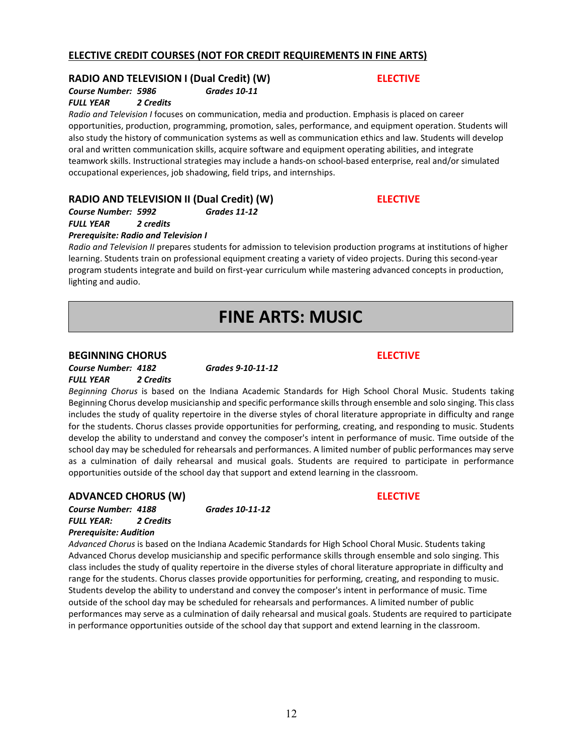## ELECTIVE CREDIT COURSES (NOT FOR CREDIT REQUIREMENTS IN FINE ARTS)

### RADIO AND TELEVISION I (Dual Credit) (W) — ELECTIVE

***Course Number: 5986*** ***Grades 10-11***
***FULL YEAR*** ***2 Credits***

*Radio and Television I* focuses on communication, media and production. Emphasis is placed on career opportunities, production, programming, promotion, sales, performance, and equipment operation. Students will also study the history of communication systems as well as communication ethics and law. Students will develop oral and written communication skills, acquire software and equipment operating abilities, and integrate teamwork skills. Instructional strategies may include a hands-on school-based enterprise, real and/or simulated occupational experiences, job shadowing, field trips, and internships.

### RADIO AND TELEVISION II (Dual Credit) (W) — ELECTIVE

***Course Number: 5992*** ***Grades 11-12***
***FULL YEAR*** ***2 credits***
***Prerequisite: Radio and Television I***

*Radio and Television II* prepares students for admission to television production programs at institutions of higher learning. Students train on professional equipment creating a variety of video projects. During this second-year program students integrate and build on first-year curriculum while mastering advanced concepts in production, lighting and audio.

# FINE ARTS: MUSIC

### BEGINNING CHORUS — ELECTIVE

***Course Number: 4182*** ***Grades 9-10-11-12***
***FULL YEAR*** ***2 Credits***

*Beginning Chorus* is based on the Indiana Academic Standards for High School Choral Music. Students taking Beginning Chorus develop musicianship and specific performance skills through ensemble and solo singing. This class includes the study of quality repertoire in the diverse styles of choral literature appropriate in difficulty and range for the students. Chorus classes provide opportunities for performing, creating, and responding to music. Students develop the ability to understand and convey the composer's intent in performance of music. Time outside of the school day may be scheduled for rehearsals and performances. A limited number of public performances may serve as a culmination of daily rehearsal and musical goals. Students are required to participate in performance opportunities outside of the school day that support and extend learning in the classroom.

### ADVANCED CHORUS (W) — ELECTIVE

***Course Number: 4188*** ***Grades 10-11-12***
***FULL YEAR:*** ***2 Credits***
***Prerequisite: Audition***

*Advanced Chorus* is based on the Indiana Academic Standards for High School Choral Music. Students taking Advanced Chorus develop musicianship and specific performance skills through ensemble and solo singing. This class includes the study of quality repertoire in the diverse styles of choral literature appropriate in difficulty and range for the students. Chorus classes provide opportunities for performing, creating, and responding to music. Students develop the ability to understand and convey the composer's intent in performance of music. Time outside of the school day may be scheduled for rehearsals and performances. A limited number of public performances may serve as a culmination of daily rehearsal and musical goals. Students are required to participate in performance opportunities outside of the school day that support and extend learning in the classroom.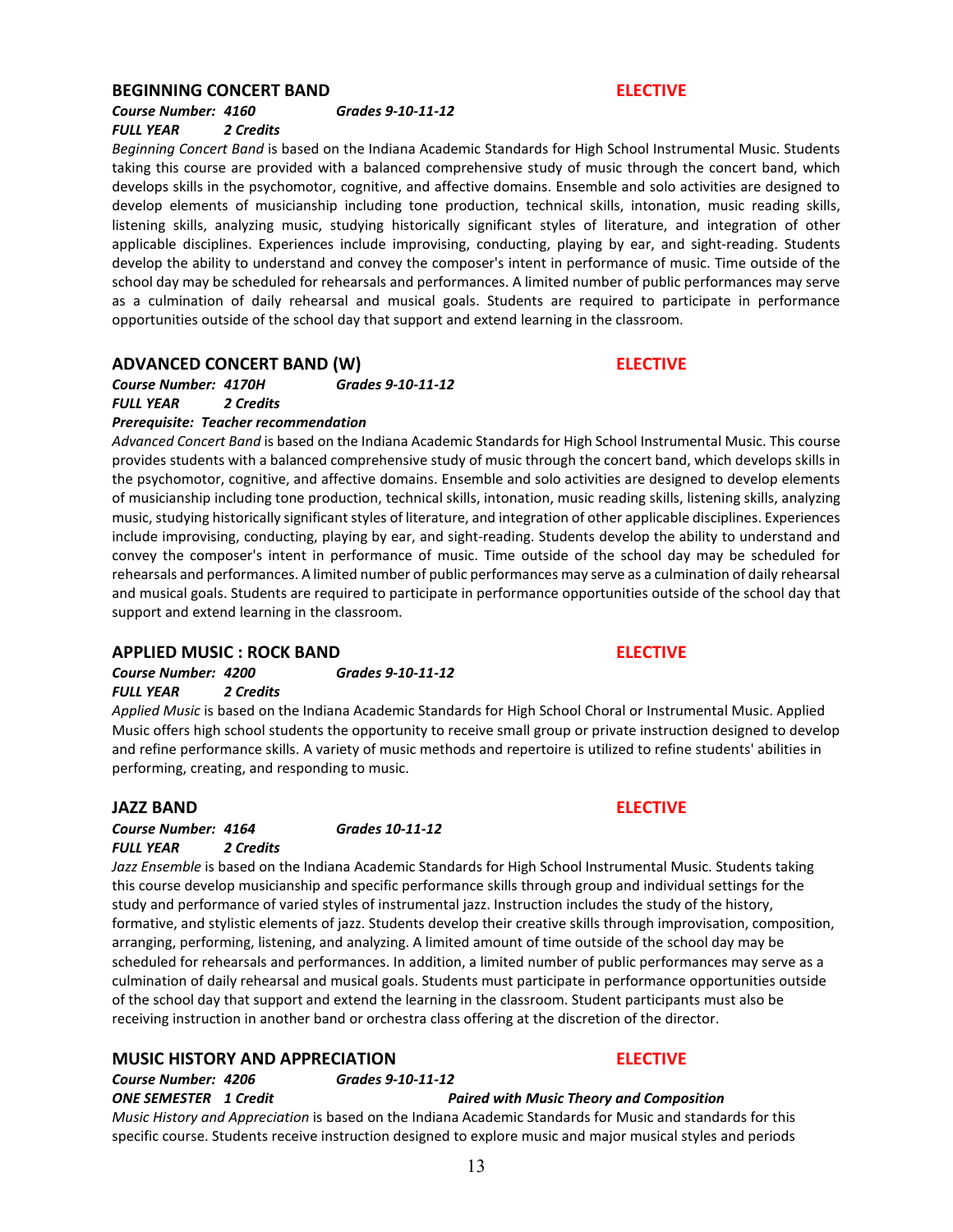## BEGINNING CONCERT BAND **ELECTIVE**

***Course Number: 4160*** ***Grades 9-10-11-12***
***FULL YEAR 2 Credits***

*Beginning Concert Band* is based on the Indiana Academic Standards for High School Instrumental Music. Students taking this course are provided with a balanced comprehensive study of music through the concert band, which develops skills in the psychomotor, cognitive, and affective domains. Ensemble and solo activities are designed to develop elements of musicianship including tone production, technical skills, intonation, music reading skills, listening skills, analyzing music, studying historically significant styles of literature, and integration of other applicable disciplines. Experiences include improvising, conducting, playing by ear, and sight-reading. Students develop the ability to understand and convey the composer's intent in performance of music. Time outside of the school day may be scheduled for rehearsals and performances. A limited number of public performances may serve as a culmination of daily rehearsal and musical goals. Students are required to participate in performance opportunities outside of the school day that support and extend learning in the classroom.

## ADVANCED CONCERT BAND (W) **ELECTIVE**

***Course Number: 4170H*** ***Grades 9-10-11-12***
***FULL YEAR 2 Credits***
***Prerequisite: Teacher recommendation***

*Advanced Concert Band* is based on the Indiana Academic Standards for High School Instrumental Music. This course provides students with a balanced comprehensive study of music through the concert band, which develops skills in the psychomotor, cognitive, and affective domains. Ensemble and solo activities are designed to develop elements of musicianship including tone production, technical skills, intonation, music reading skills, listening skills, analyzing music, studying historically significant styles of literature, and integration of other applicable disciplines. Experiences include improvising, conducting, playing by ear, and sight-reading. Students develop the ability to understand and convey the composer's intent in performance of music. Time outside of the school day may be scheduled for rehearsals and performances. A limited number of public performances may serve as a culmination of daily rehearsal and musical goals. Students are required to participate in performance opportunities outside of the school day that support and extend learning in the classroom.

## APPLIED MUSIC : ROCK BAND **ELECTIVE**

***Course Number: 4200*** ***Grades 9-10-11-12***
***FULL YEAR 2 Credits***

*Applied Music* is based on the Indiana Academic Standards for High School Choral or Instrumental Music. Applied Music offers high school students the opportunity to receive small group or private instruction designed to develop and refine performance skills. A variety of music methods and repertoire is utilized to refine students' abilities in performing, creating, and responding to music.

## JAZZ BAND **ELECTIVE**

***Course Number: 4164*** ***Grades 10-11-12***
***FULL YEAR 2 Credits***

*Jazz Ensemble* is based on the Indiana Academic Standards for High School Instrumental Music. Students taking this course develop musicianship and specific performance skills through group and individual settings for the study and performance of varied styles of instrumental jazz. Instruction includes the study of the history, formative, and stylistic elements of jazz. Students develop their creative skills through improvisation, composition, arranging, performing, listening, and analyzing. A limited amount of time outside of the school day may be scheduled for rehearsals and performances. In addition, a limited number of public performances may serve as a culmination of daily rehearsal and musical goals. Students must participate in performance opportunities outside of the school day that support and extend the learning in the classroom. Student participants must also be receiving instruction in another band or orchestra class offering at the discretion of the director.

## MUSIC HISTORY AND APPRECIATION **ELECTIVE**

***Course Number: 4206*** ***Grades 9-10-11-12***
***ONE SEMESTER 1 Credit*** ***Paired with Music Theory and Composition***

*Music History and Appreciation* is based on the Indiana Academic Standards for Music and standards for this specific course. Students receive instruction designed to explore music and major musical styles and periods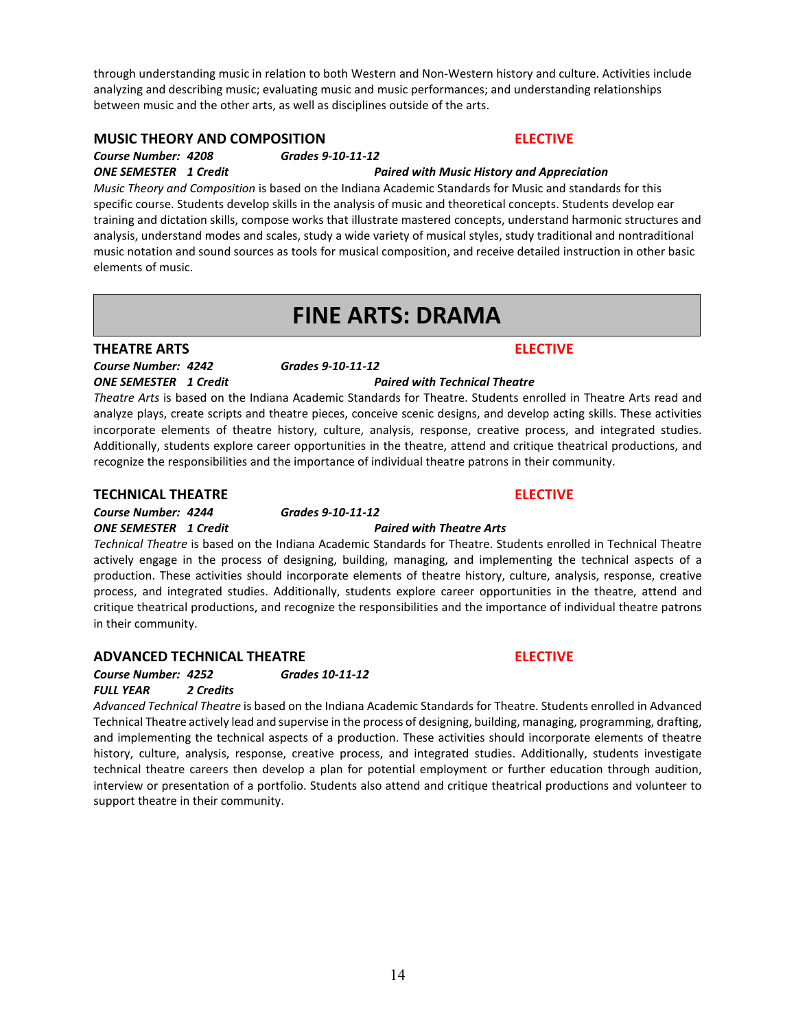through understanding music in relation to both Western and Non-Western history and culture. Activities include analyzing and describing music; evaluating music and music performances; and understanding relationships between music and the other arts, as well as disciplines outside of the arts.

### MUSIC THEORY AND COMPOSITION — ELECTIVE

***Course Number: 4208*** ***Grades 9-10-11-12***
***ONE SEMESTER 1 Credit*** ***Paired with Music History and Appreciation***

*Music Theory and Composition* is based on the Indiana Academic Standards for Music and standards for this specific course. Students develop skills in the analysis of music and theoretical concepts. Students develop ear training and dictation skills, compose works that illustrate mastered concepts, understand harmonic structures and analysis, understand modes and scales, study a wide variety of musical styles, study traditional and nontraditional music notation and sound sources as tools for musical composition, and receive detailed instruction in other basic elements of music.

## FINE ARTS: DRAMA

### THEATRE ARTS — ELECTIVE

***Course Number: 4242*** ***Grades 9-10-11-12***
***ONE SEMESTER 1 Credit*** ***Paired with Technical Theatre***

*Theatre Arts* is based on the Indiana Academic Standards for Theatre. Students enrolled in Theatre Arts read and analyze plays, create scripts and theatre pieces, conceive scenic designs, and develop acting skills. These activities incorporate elements of theatre history, culture, analysis, response, creative process, and integrated studies. Additionally, students explore career opportunities in the theatre, attend and critique theatrical productions, and recognize the responsibilities and the importance of individual theatre patrons in their community.

### TECHNICAL THEATRE — ELECTIVE

***Course Number: 4244*** ***Grades 9-10-11-12***
***ONE SEMESTER 1 Credit*** ***Paired with Theatre Arts***

*Technical Theatre* is based on the Indiana Academic Standards for Theatre. Students enrolled in Technical Theatre actively engage in the process of designing, building, managing, and implementing the technical aspects of a production. These activities should incorporate elements of theatre history, culture, analysis, response, creative process, and integrated studies. Additionally, students explore career opportunities in the theatre, attend and critique theatrical productions, and recognize the responsibilities and the importance of individual theatre patrons in their community.

### ADVANCED TECHNICAL THEATRE — ELECTIVE

***Course Number: 4252*** ***Grades 10-11-12***
***FULL YEAR 2 Credits***

*Advanced Technical Theatre* is based on the Indiana Academic Standards for Theatre. Students enrolled in Advanced Technical Theatre actively lead and supervise in the process of designing, building, managing, programming, drafting, and implementing the technical aspects of a production. These activities should incorporate elements of theatre history, culture, analysis, response, creative process, and integrated studies. Additionally, students investigate technical theatre careers then develop a plan for potential employment or further education through audition, interview or presentation of a portfolio. Students also attend and critique theatrical productions and volunteer to support theatre in their community.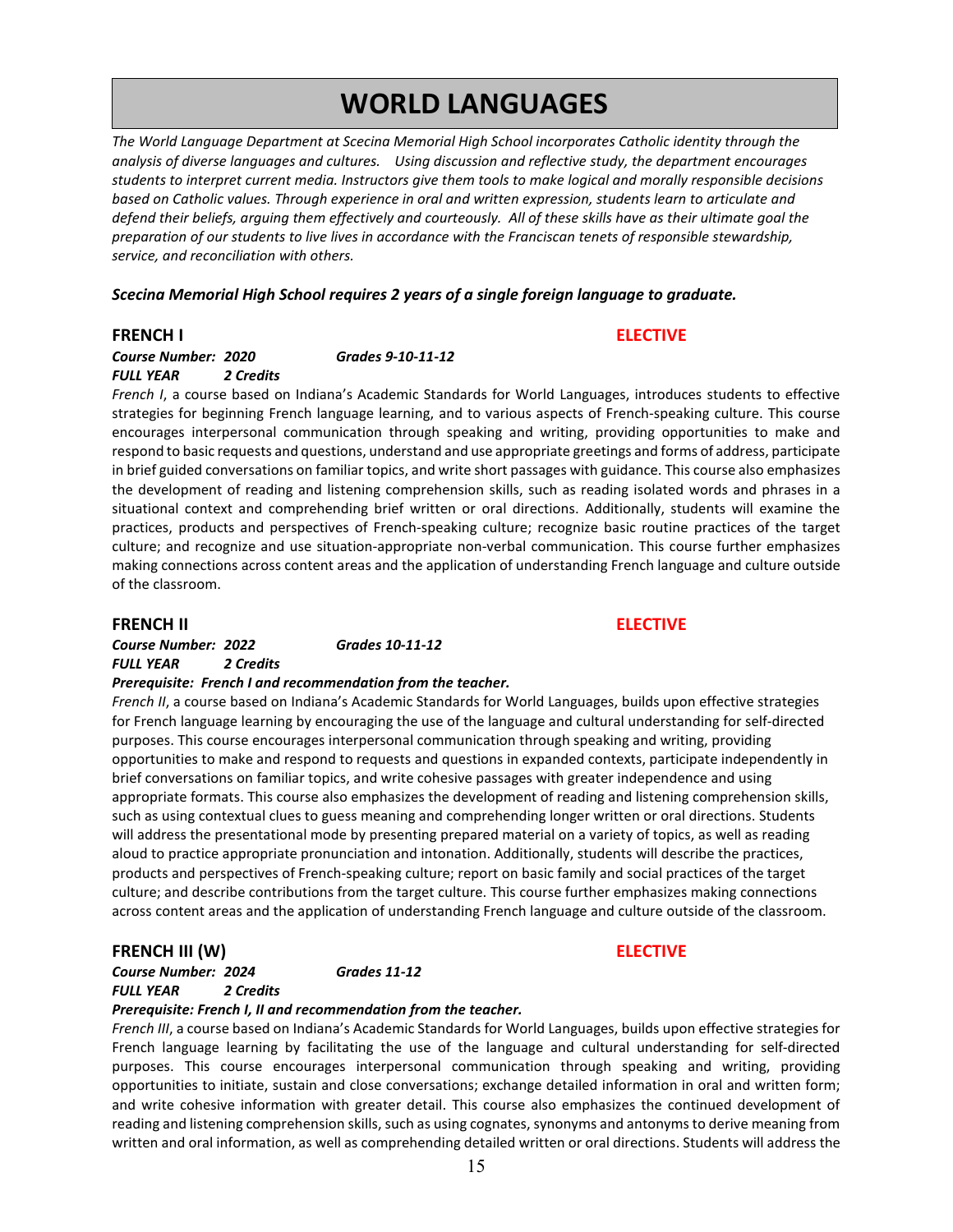# WORLD LANGUAGES

*The World Language Department at Scecina Memorial High School incorporates Catholic identity through the analysis of diverse languages and cultures. Using discussion and reflective study, the department encourages students to interpret current media. Instructors give them tools to make logical and morally responsible decisions based on Catholic values. Through experience in oral and written expression, students learn to articulate and defend their beliefs, arguing them effectively and courteously. All of these skills have as their ultimate goal the preparation of our students to live lives in accordance with the Franciscan tenets of responsible stewardship, service, and reconciliation with others.*

***Scecina Memorial High School requires 2 years of a single foreign language to graduate.***

## FRENCH I — ELECTIVE

***Course Number: 2020*** &nbsp;&nbsp;&nbsp; ***Grades 9-10-11-12***
***FULL YEAR*** &nbsp;&nbsp;&nbsp; ***2 Credits***

*French I*, a course based on Indiana's Academic Standards for World Languages, introduces students to effective strategies for beginning French language learning, and to various aspects of French-speaking culture. This course encourages interpersonal communication through speaking and writing, providing opportunities to make and respond to basic requests and questions, understand and use appropriate greetings and forms of address, participate in brief guided conversations on familiar topics, and write short passages with guidance. This course also emphasizes the development of reading and listening comprehension skills, such as reading isolated words and phrases in a situational context and comprehending brief written or oral directions. Additionally, students will examine the practices, products and perspectives of French-speaking culture; recognize basic routine practices of the target culture; and recognize and use situation-appropriate non-verbal communication. This course further emphasizes making connections across content areas and the application of understanding French language and culture outside of the classroom.

## FRENCH II — ELECTIVE

***Course Number: 2022*** &nbsp;&nbsp;&nbsp; ***Grades 10-11-12***
***FULL YEAR*** &nbsp;&nbsp;&nbsp; ***2 Credits***
***Prerequisite: French I and recommendation from the teacher.***

*French II*, a course based on Indiana's Academic Standards for World Languages, builds upon effective strategies for French language learning by encouraging the use of the language and cultural understanding for self-directed purposes. This course encourages interpersonal communication through speaking and writing, providing opportunities to make and respond to requests and questions in expanded contexts, participate independently in brief conversations on familiar topics, and write cohesive passages with greater independence and using appropriate formats. This course also emphasizes the development of reading and listening comprehension skills, such as using contextual clues to guess meaning and comprehending longer written or oral directions. Students will address the presentational mode by presenting prepared material on a variety of topics, as well as reading aloud to practice appropriate pronunciation and intonation. Additionally, students will describe the practices, products and perspectives of French-speaking culture; report on basic family and social practices of the target culture; and describe contributions from the target culture. This course further emphasizes making connections across content areas and the application of understanding French language and culture outside of the classroom.

## FRENCH III (W) — ELECTIVE

***Course Number: 2024*** &nbsp;&nbsp;&nbsp; ***Grades 11-12***
***FULL YEAR*** &nbsp;&nbsp;&nbsp; ***2 Credits***
***Prerequisite: French I, II and recommendation from the teacher.***

*French III*, a course based on Indiana's Academic Standards for World Languages, builds upon effective strategies for French language learning by facilitating the use of the language and cultural understanding for self-directed purposes. This course encourages interpersonal communication through speaking and writing, providing opportunities to initiate, sustain and close conversations; exchange detailed information in oral and written form; and write cohesive information with greater detail. This course also emphasizes the continued development of reading and listening comprehension skills, such as using cognates, synonyms and antonyms to derive meaning from written and oral information, as well as comprehending detailed written or oral directions. Students will address the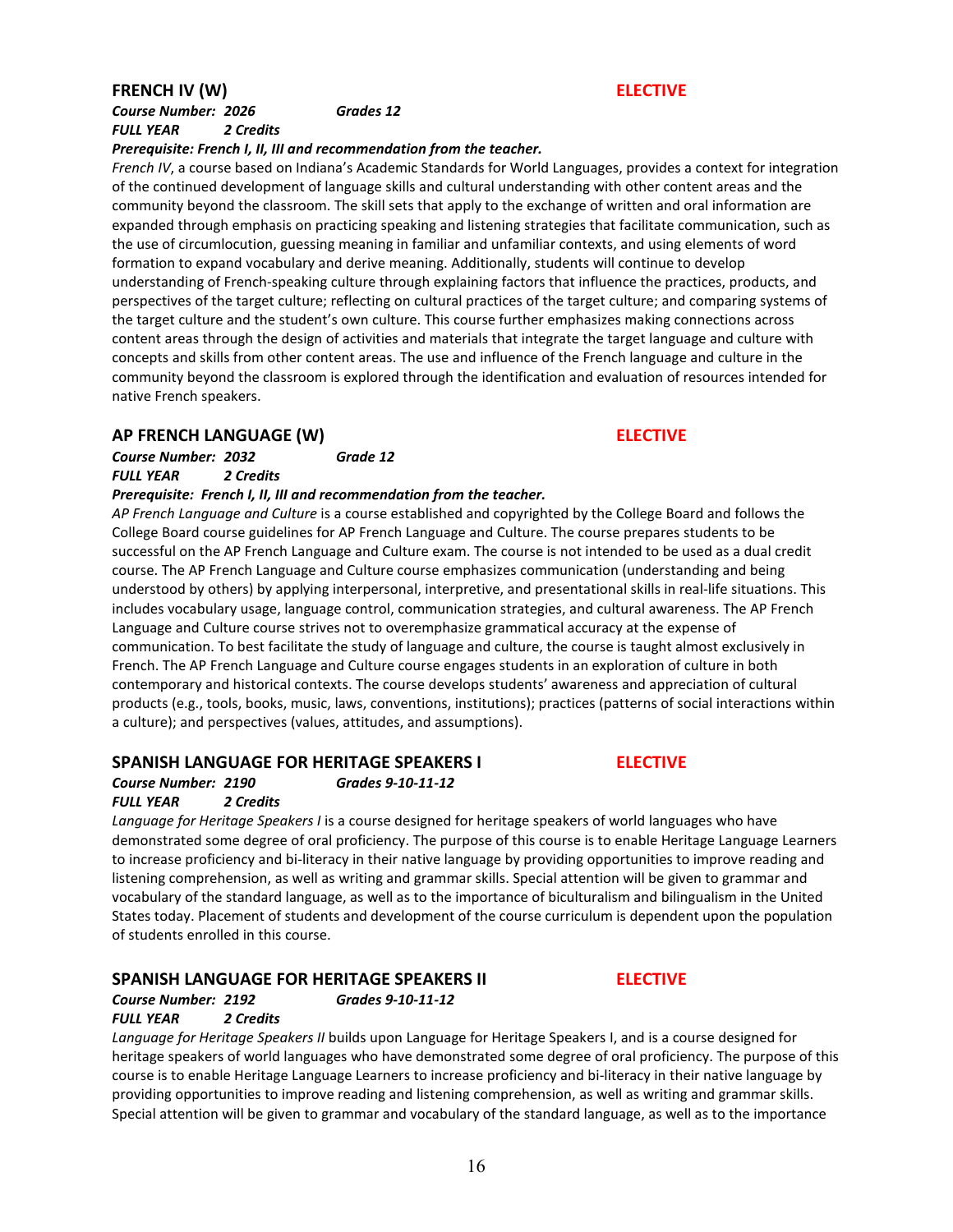### FRENCH IV (W) — ELECTIVE

***Course Number: 2026 Grades 12***
***FULL YEAR 2 Credits***

***Prerequisite: French I, II, III and recommendation from the teacher.***

*French IV*, a course based on Indiana's Academic Standards for World Languages, provides a context for integration of the continued development of language skills and cultural understanding with other content areas and the community beyond the classroom. The skill sets that apply to the exchange of written and oral information are expanded through emphasis on practicing speaking and listening strategies that facilitate communication, such as the use of circumlocution, guessing meaning in familiar and unfamiliar contexts, and using elements of word formation to expand vocabulary and derive meaning. Additionally, students will continue to develop understanding of French-speaking culture through explaining factors that influence the practices, products, and perspectives of the target culture; reflecting on cultural practices of the target culture; and comparing systems of the target culture and the student's own culture. This course further emphasizes making connections across content areas through the design of activities and materials that integrate the target language and culture with concepts and skills from other content areas. The use and influence of the French language and culture in the community beyond the classroom is explored through the identification and evaluation of resources intended for native French speakers.

### AP FRENCH LANGUAGE (W) — ELECTIVE

***Course Number: 2032 Grade 12***
***FULL YEAR 2 Credits***

***Prerequisite: French I, II, III and recommendation from the teacher.***

*AP French Language and Culture* is a course established and copyrighted by the College Board and follows the College Board course guidelines for AP French Language and Culture. The course prepares students to be successful on the AP French Language and Culture exam. The course is not intended to be used as a dual credit course. The AP French Language and Culture course emphasizes communication (understanding and being understood by others) by applying interpersonal, interpretive, and presentational skills in real-life situations. This includes vocabulary usage, language control, communication strategies, and cultural awareness. The AP French Language and Culture course strives not to overemphasize grammatical accuracy at the expense of communication. To best facilitate the study of language and culture, the course is taught almost exclusively in French. The AP French Language and Culture course engages students in an exploration of culture in both contemporary and historical contexts. The course develops students' awareness and appreciation of cultural products (e.g., tools, books, music, laws, conventions, institutions); practices (patterns of social interactions within a culture); and perspectives (values, attitudes, and assumptions).

### SPANISH LANGUAGE FOR HERITAGE SPEAKERS I — ELECTIVE

***Course Number: 2190 Grades 9-10-11-12***
***FULL YEAR 2 Credits***

*Language for Heritage Speakers I* is a course designed for heritage speakers of world languages who have demonstrated some degree of oral proficiency. The purpose of this course is to enable Heritage Language Learners to increase proficiency and bi-literacy in their native language by providing opportunities to improve reading and listening comprehension, as well as writing and grammar skills. Special attention will be given to grammar and vocabulary of the standard language, as well as to the importance of biculturalism and bilingualism in the United States today. Placement of students and development of the course curriculum is dependent upon the population of students enrolled in this course.

### SPANISH LANGUAGE FOR HERITAGE SPEAKERS II — ELECTIVE

***Course Number: 2192 Grades 9-10-11-12***
***FULL YEAR 2 Credits***

*Language for Heritage Speakers II* builds upon Language for Heritage Speakers I, and is a course designed for heritage speakers of world languages who have demonstrated some degree of oral proficiency. The purpose of this course is to enable Heritage Language Learners to increase proficiency and bi-literacy in their native language by providing opportunities to improve reading and listening comprehension, as well as writing and grammar skills. Special attention will be given to grammar and vocabulary of the standard language, as well as to the importance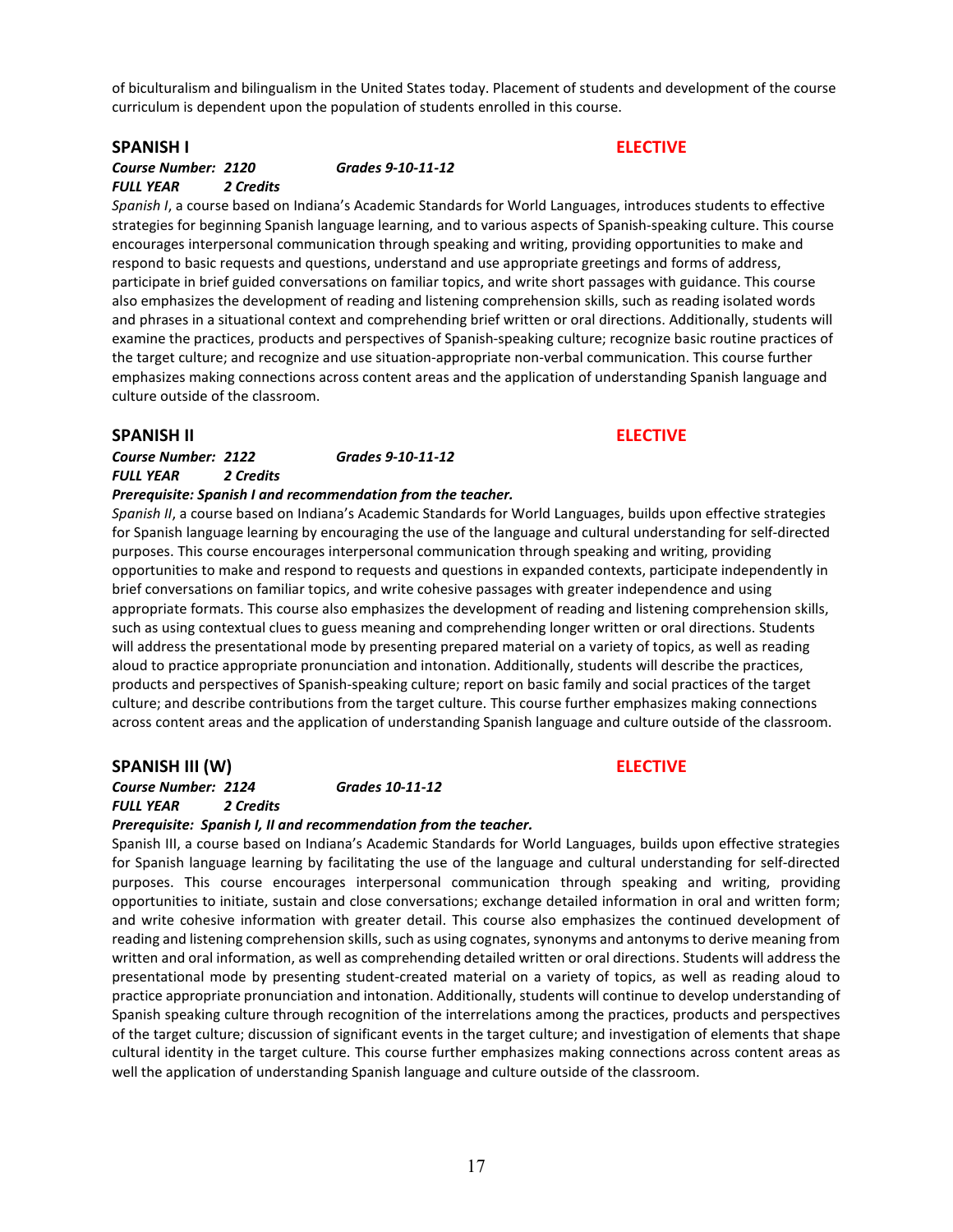of biculturalism and bilingualism in the United States today. Placement of students and development of the course curriculum is dependent upon the population of students enrolled in this course.

## SPANISH I — ELECTIVE

***Course Number: 2120*** ***Grades 9-10-11-12***
***FULL YEAR*** ***2 Credits***

*Spanish I*, a course based on Indiana's Academic Standards for World Languages, introduces students to effective strategies for beginning Spanish language learning, and to various aspects of Spanish-speaking culture. This course encourages interpersonal communication through speaking and writing, providing opportunities to make and respond to basic requests and questions, understand and use appropriate greetings and forms of address, participate in brief guided conversations on familiar topics, and write short passages with guidance. This course also emphasizes the development of reading and listening comprehension skills, such as reading isolated words and phrases in a situational context and comprehending brief written or oral directions. Additionally, students will examine the practices, products and perspectives of Spanish-speaking culture; recognize basic routine practices of the target culture; and recognize and use situation-appropriate non-verbal communication. This course further emphasizes making connections across content areas and the application of understanding Spanish language and culture outside of the classroom.

## SPANISH II — ELECTIVE

***Course Number: 2122*** ***Grades 9-10-11-12***
***FULL YEAR*** ***2 Credits***
***Prerequisite: Spanish I and recommendation from the teacher.***

*Spanish II*, a course based on Indiana's Academic Standards for World Languages, builds upon effective strategies for Spanish language learning by encouraging the use of the language and cultural understanding for self-directed purposes. This course encourages interpersonal communication through speaking and writing, providing opportunities to make and respond to requests and questions in expanded contexts, participate independently in brief conversations on familiar topics, and write cohesive passages with greater independence and using appropriate formats. This course also emphasizes the development of reading and listening comprehension skills, such as using contextual clues to guess meaning and comprehending longer written or oral directions. Students will address the presentational mode by presenting prepared material on a variety of topics, as well as reading aloud to practice appropriate pronunciation and intonation. Additionally, students will describe the practices, products and perspectives of Spanish-speaking culture; report on basic family and social practices of the target culture; and describe contributions from the target culture. This course further emphasizes making connections across content areas and the application of understanding Spanish language and culture outside of the classroom.

## SPANISH III (W) — ELECTIVE

***Course Number: 2124*** ***Grades 10-11-12***
***FULL YEAR*** ***2 Credits***
***Prerequisite: Spanish I, II and recommendation from the teacher.***

Spanish III, a course based on Indiana's Academic Standards for World Languages, builds upon effective strategies for Spanish language learning by facilitating the use of the language and cultural understanding for self-directed purposes. This course encourages interpersonal communication through speaking and writing, providing opportunities to initiate, sustain and close conversations; exchange detailed information in oral and written form; and write cohesive information with greater detail. This course also emphasizes the continued development of reading and listening comprehension skills, such as using cognates, synonyms and antonyms to derive meaning from written and oral information, as well as comprehending detailed written or oral directions. Students will address the presentational mode by presenting student-created material on a variety of topics, as well as reading aloud to practice appropriate pronunciation and intonation. Additionally, students will continue to develop understanding of Spanish speaking culture through recognition of the interrelations among the practices, products and perspectives of the target culture; discussion of significant events in the target culture; and investigation of elements that shape cultural identity in the target culture. This course further emphasizes making connections across content areas as well the application of understanding Spanish language and culture outside of the classroom.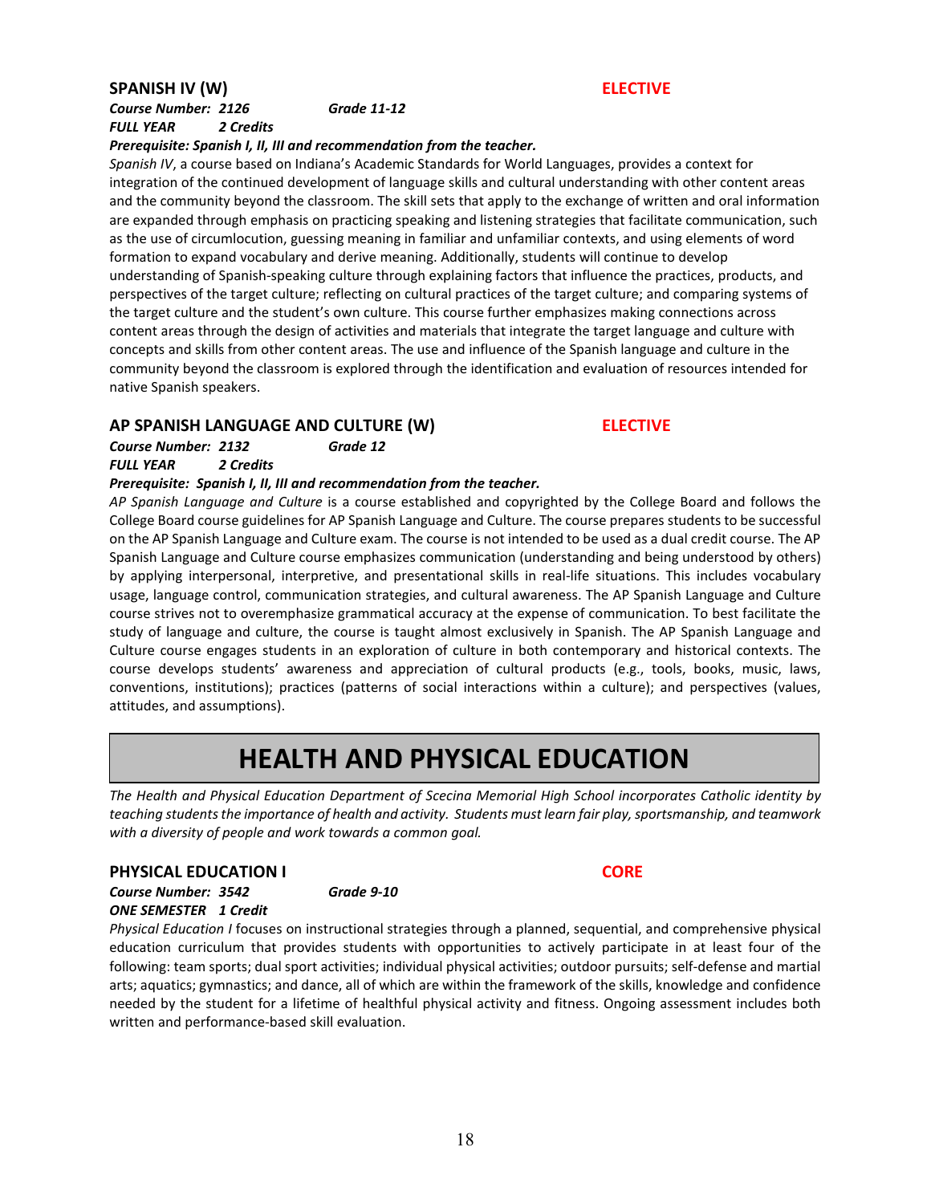### SPANISH IV (W) — ELECTIVE

***Course Number: 2126*** ***Grade 11-12***
***FULL YEAR*** ***2 Credits***
***Prerequisite: Spanish I, II, III and recommendation from the teacher.***

*Spanish IV*, a course based on Indiana's Academic Standards for World Languages, provides a context for integration of the continued development of language skills and cultural understanding with other content areas and the community beyond the classroom. The skill sets that apply to the exchange of written and oral information are expanded through emphasis on practicing speaking and listening strategies that facilitate communication, such as the use of circumlocution, guessing meaning in familiar and unfamiliar contexts, and using elements of word formation to expand vocabulary and derive meaning. Additionally, students will continue to develop understanding of Spanish-speaking culture through explaining factors that influence the practices, products, and perspectives of the target culture; reflecting on cultural practices of the target culture; and comparing systems of the target culture and the student's own culture. This course further emphasizes making connections across content areas through the design of activities and materials that integrate the target language and culture with concepts and skills from other content areas. The use and influence of the Spanish language and culture in the community beyond the classroom is explored through the identification and evaluation of resources intended for native Spanish speakers.

### AP SPANISH LANGUAGE AND CULTURE (W) — ELECTIVE

***Course Number: 2132*** ***Grade 12***
***FULL YEAR*** ***2 Credits***
***Prerequisite: Spanish I, II, III and recommendation from the teacher.***

*AP Spanish Language and Culture* is a course established and copyrighted by the College Board and follows the College Board course guidelines for AP Spanish Language and Culture. The course prepares students to be successful on the AP Spanish Language and Culture exam. The course is not intended to be used as a dual credit course. The AP Spanish Language and Culture course emphasizes communication (understanding and being understood by others) by applying interpersonal, interpretive, and presentational skills in real-life situations. This includes vocabulary usage, language control, communication strategies, and cultural awareness. The AP Spanish Language and Culture course strives not to overemphasize grammatical accuracy at the expense of communication. To best facilitate the study of language and culture, the course is taught almost exclusively in Spanish. The AP Spanish Language and Culture course engages students in an exploration of culture in both contemporary and historical contexts. The course develops students' awareness and appreciation of cultural products (e.g., tools, books, music, laws, conventions, institutions); practices (patterns of social interactions within a culture); and perspectives (values, attitudes, and assumptions).

## HEALTH AND PHYSICAL EDUCATION

*The Health and Physical Education Department of Scecina Memorial High School incorporates Catholic identity by teaching students the importance of health and activity. Students must learn fair play, sportsmanship, and teamwork with a diversity of people and work towards a common goal.*

### PHYSICAL EDUCATION I — CORE

***Course Number: 3542*** ***Grade 9-10***
***ONE SEMESTER*** ***1 Credit***

*Physical Education I* focuses on instructional strategies through a planned, sequential, and comprehensive physical education curriculum that provides students with opportunities to actively participate in at least four of the following: team sports; dual sport activities; individual physical activities; outdoor pursuits; self-defense and martial arts; aquatics; gymnastics; and dance, all of which are within the framework of the skills, knowledge and confidence needed by the student for a lifetime of healthful physical activity and fitness. Ongoing assessment includes both written and performance-based skill evaluation.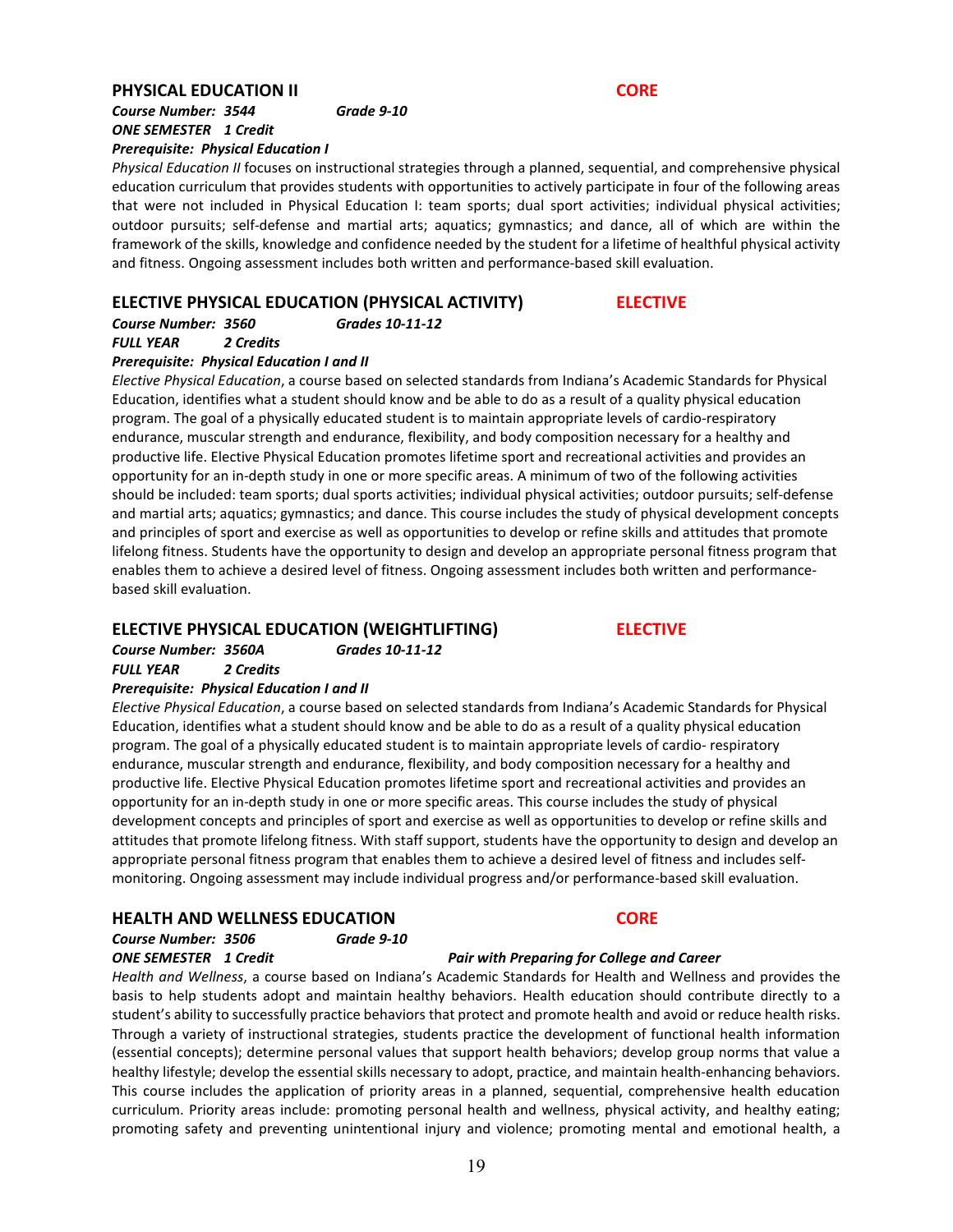## PHYSICAL EDUCATION II **CORE**

***Course Number: 3544*** ***Grade 9-10***
***ONE SEMESTER 1 Credit***
***Prerequisite: Physical Education I***

*Physical Education II* focuses on instructional strategies through a planned, sequential, and comprehensive physical education curriculum that provides students with opportunities to actively participate in four of the following areas that were not included in Physical Education I: team sports; dual sport activities; individual physical activities; outdoor pursuits; self-defense and martial arts; aquatics; gymnastics; and dance, all of which are within the framework of the skills, knowledge and confidence needed by the student for a lifetime of healthful physical activity and fitness. Ongoing assessment includes both written and performance-based skill evaluation.

## ELECTIVE PHYSICAL EDUCATION (PHYSICAL ACTIVITY) **ELECTIVE**

***Course Number: 3560*** ***Grades 10-11-12***
***FULL YEAR 2 Credits***
***Prerequisite: Physical Education I and II***

*Elective Physical Education*, a course based on selected standards from Indiana's Academic Standards for Physical Education, identifies what a student should know and be able to do as a result of a quality physical education program. The goal of a physically educated student is to maintain appropriate levels of cardio-respiratory endurance, muscular strength and endurance, flexibility, and body composition necessary for a healthy and productive life. Elective Physical Education promotes lifetime sport and recreational activities and provides an opportunity for an in-depth study in one or more specific areas. A minimum of two of the following activities should be included: team sports; dual sports activities; individual physical activities; outdoor pursuits; self-defense and martial arts; aquatics; gymnastics; and dance. This course includes the study of physical development concepts and principles of sport and exercise as well as opportunities to develop or refine skills and attitudes that promote lifelong fitness. Students have the opportunity to design and develop an appropriate personal fitness program that enables them to achieve a desired level of fitness. Ongoing assessment includes both written and performance-based skill evaluation.

## ELECTIVE PHYSICAL EDUCATION (WEIGHTLIFTING) **ELECTIVE**

***Course Number: 3560A*** ***Grades 10-11-12***
***FULL YEAR 2 Credits***
***Prerequisite: Physical Education I and II***

*Elective Physical Education*, a course based on selected standards from Indiana's Academic Standards for Physical Education, identifies what a student should know and be able to do as a result of a quality physical education program. The goal of a physically educated student is to maintain appropriate levels of cardio- respiratory endurance, muscular strength and endurance, flexibility, and body composition necessary for a healthy and productive life. Elective Physical Education promotes lifetime sport and recreational activities and provides an opportunity for an in-depth study in one or more specific areas. This course includes the study of physical development concepts and principles of sport and exercise as well as opportunities to develop or refine skills and attitudes that promote lifelong fitness. With staff support, students have the opportunity to design and develop an appropriate personal fitness program that enables them to achieve a desired level of fitness and includes self-monitoring. Ongoing assessment may include individual progress and/or performance-based skill evaluation.

## HEALTH AND WELLNESS EDUCATION **CORE**

***Course Number: 3506*** ***Grade 9-10***
***ONE SEMESTER 1 Credit*** ***Pair with Preparing for College and Career***

*Health and Wellness*, a course based on Indiana's Academic Standards for Health and Wellness and provides the basis to help students adopt and maintain healthy behaviors. Health education should contribute directly to a student's ability to successfully practice behaviors that protect and promote health and avoid or reduce health risks. Through a variety of instructional strategies, students practice the development of functional health information (essential concepts); determine personal values that support health behaviors; develop group norms that value a healthy lifestyle; develop the essential skills necessary to adopt, practice, and maintain health-enhancing behaviors. This course includes the application of priority areas in a planned, sequential, comprehensive health education curriculum. Priority areas include: promoting personal health and wellness, physical activity, and healthy eating; promoting safety and preventing unintentional injury and violence; promoting mental and emotional health, a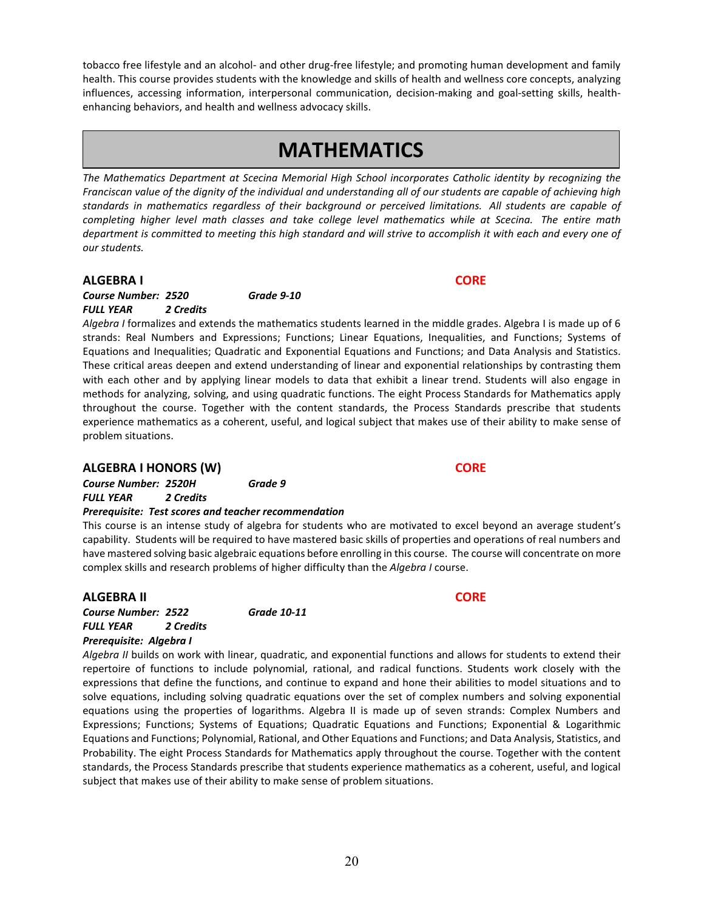tobacco free lifestyle and an alcohol- and other drug-free lifestyle; and promoting human development and family health. This course provides students with the knowledge and skills of health and wellness core concepts, analyzing influences, accessing information, interpersonal communication, decision-making and goal-setting skills, health-enhancing behaviors, and health and wellness advocacy skills.

# MATHEMATICS

*The Mathematics Department at Scecina Memorial High School incorporates Catholic identity by recognizing the Franciscan value of the dignity of the individual and understanding all of our students are capable of achieving high standards in mathematics regardless of their background or perceived limitations. All students are capable of completing higher level math classes and take college level mathematics while at Scecina. The entire math department is committed to meeting this high standard and will strive to accomplish it with each and every one of our students.*

## ALGEBRA I — CORE

***Course Number: 2520*** ***Grade 9-10***
***FULL YEAR*** ***2 Credits***

*Algebra I* formalizes and extends the mathematics students learned in the middle grades. Algebra I is made up of 6 strands: Real Numbers and Expressions; Functions; Linear Equations, Inequalities, and Functions; Systems of Equations and Inequalities; Quadratic and Exponential Equations and Functions; and Data Analysis and Statistics. These critical areas deepen and extend understanding of linear and exponential relationships by contrasting them with each other and by applying linear models to data that exhibit a linear trend. Students will also engage in methods for analyzing, solving, and using quadratic functions. The eight Process Standards for Mathematics apply throughout the course. Together with the content standards, the Process Standards prescribe that students experience mathematics as a coherent, useful, and logical subject that makes use of their ability to make sense of problem situations.

## ALGEBRA I HONORS (W) — CORE

***Course Number: 2520H*** ***Grade 9***
***FULL YEAR*** ***2 Credits***
***Prerequisite: Test scores and teacher recommendation***

This course is an intense study of algebra for students who are motivated to excel beyond an average student's capability. Students will be required to have mastered basic skills of properties and operations of real numbers and have mastered solving basic algebraic equations before enrolling in this course. The course will concentrate on more complex skills and research problems of higher difficulty than the *Algebra I* course.

## ALGEBRA II — CORE

***Course Number: 2522*** ***Grade 10-11***
***FULL YEAR*** ***2 Credits***
***Prerequisite: Algebra I***

*Algebra II* builds on work with linear, quadratic, and exponential functions and allows for students to extend their repertoire of functions to include polynomial, rational, and radical functions. Students work closely with the expressions that define the functions, and continue to expand and hone their abilities to model situations and to solve equations, including solving quadratic equations over the set of complex numbers and solving exponential equations using the properties of logarithms. Algebra II is made up of seven strands: Complex Numbers and Expressions; Functions; Systems of Equations; Quadratic Equations and Functions; Exponential & Logarithmic Equations and Functions; Polynomial, Rational, and Other Equations and Functions; and Data Analysis, Statistics, and Probability. The eight Process Standards for Mathematics apply throughout the course. Together with the content standards, the Process Standards prescribe that students experience mathematics as a coherent, useful, and logical subject that makes use of their ability to make sense of problem situations.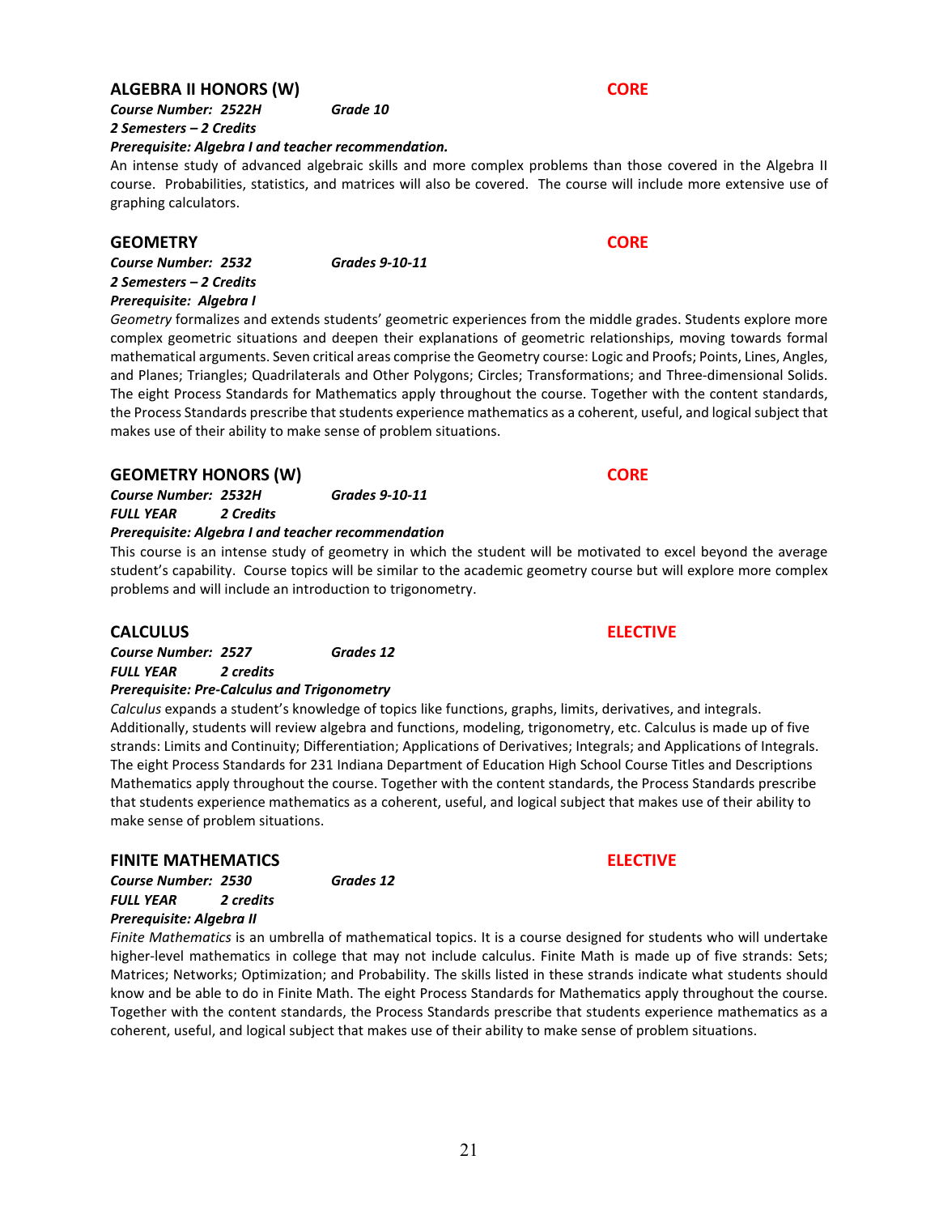## ALGEBRA II HONORS (W) CORE

***Course Number: 2522H*** ***Grade 10***
***2 Semesters – 2 Credits***
***Prerequisite: Algebra I and teacher recommendation.***

An intense study of advanced algebraic skills and more complex problems than those covered in the Algebra II course. Probabilities, statistics, and matrices will also be covered. The course will include more extensive use of graphing calculators.

## GEOMETRY CORE

***Course Number: 2532*** ***Grades 9-10-11***
***2 Semesters – 2 Credits***
***Prerequisite: Algebra I***

*Geometry* formalizes and extends students' geometric experiences from the middle grades. Students explore more complex geometric situations and deepen their explanations of geometric relationships, moving towards formal mathematical arguments. Seven critical areas comprise the Geometry course: Logic and Proofs; Points, Lines, Angles, and Planes; Triangles; Quadrilaterals and Other Polygons; Circles; Transformations; and Three-dimensional Solids. The eight Process Standards for Mathematics apply throughout the course. Together with the content standards, the Process Standards prescribe that students experience mathematics as a coherent, useful, and logical subject that makes use of their ability to make sense of problem situations.

## GEOMETRY HONORS (W) CORE

***Course Number: 2532H*** ***Grades 9-10-11***
***FULL YEAR*** ***2 Credits***
***Prerequisite: Algebra I and teacher recommendation***

This course is an intense study of geometry in which the student will be motivated to excel beyond the average student's capability. Course topics will be similar to the academic geometry course but will explore more complex problems and will include an introduction to trigonometry.

## CALCULUS ELECTIVE

***Course Number: 2527*** ***Grades 12***
***FULL YEAR*** ***2 credits***
***Prerequisite: Pre-Calculus and Trigonometry***

*Calculus* expands a student's knowledge of topics like functions, graphs, limits, derivatives, and integrals. Additionally, students will review algebra and functions, modeling, trigonometry, etc. Calculus is made up of five strands: Limits and Continuity; Differentiation; Applications of Derivatives; Integrals; and Applications of Integrals. The eight Process Standards for 231 Indiana Department of Education High School Course Titles and Descriptions Mathematics apply throughout the course. Together with the content standards, the Process Standards prescribe that students experience mathematics as a coherent, useful, and logical subject that makes use of their ability to make sense of problem situations.

## FINITE MATHEMATICS ELECTIVE

***Course Number: 2530*** ***Grades 12***
***FULL YEAR*** ***2 credits***
***Prerequisite: Algebra II***

*Finite Mathematics* is an umbrella of mathematical topics. It is a course designed for students who will undertake higher-level mathematics in college that may not include calculus. Finite Math is made up of five strands: Sets; Matrices; Networks; Optimization; and Probability. The skills listed in these strands indicate what students should know and be able to do in Finite Math. The eight Process Standards for Mathematics apply throughout the course. Together with the content standards, the Process Standards prescribe that students experience mathematics as a coherent, useful, and logical subject that makes use of their ability to make sense of problem situations.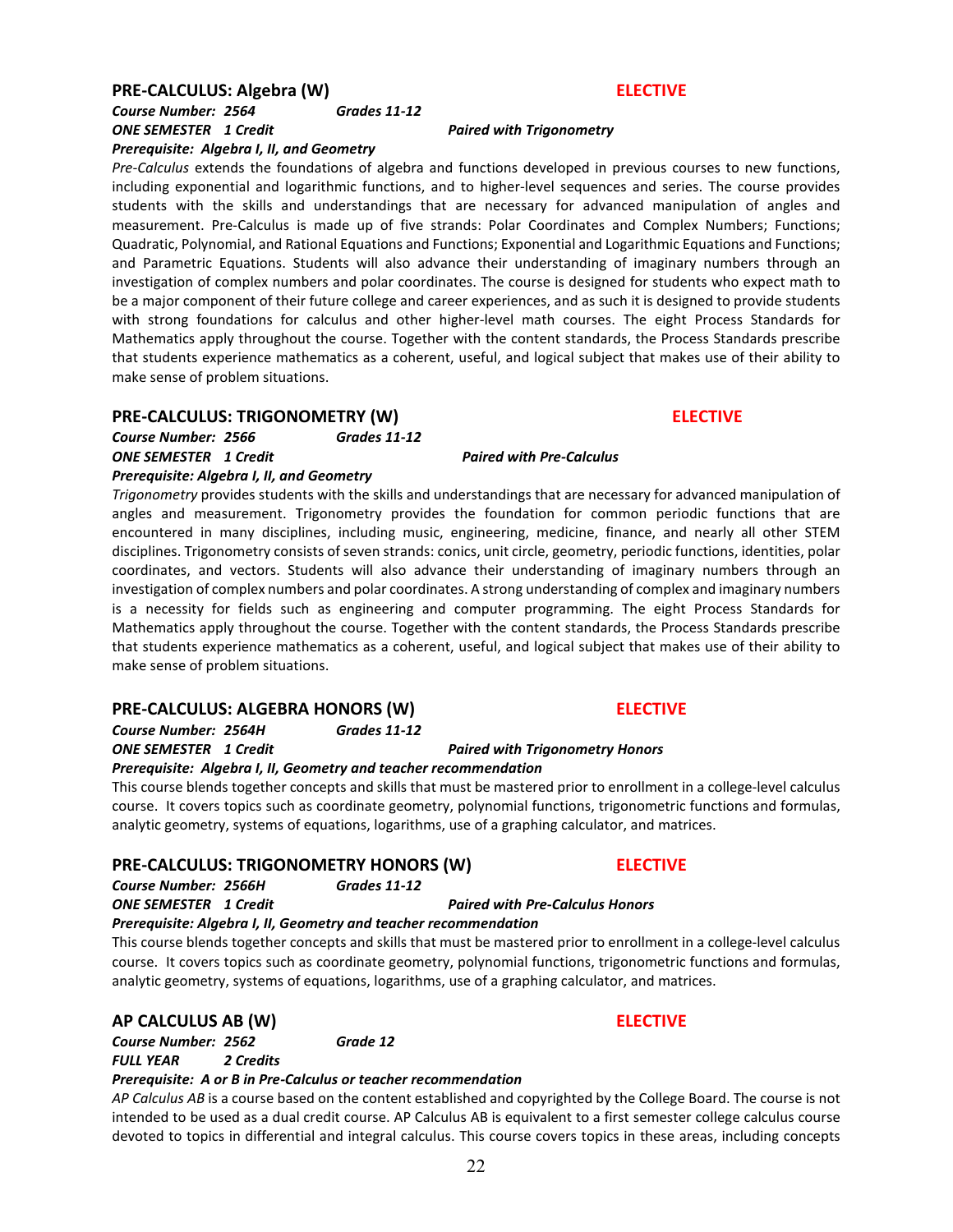## PRE-CALCULUS: Algebra (W) — ELECTIVE

***Course Number: 2564*** ***Grades 11-12***
***ONE SEMESTER 1 Credit*** ***Paired with Trigonometry***
***Prerequisite: Algebra I, II, and Geometry***

*Pre-Calculus* extends the foundations of algebra and functions developed in previous courses to new functions, including exponential and logarithmic functions, and to higher-level sequences and series. The course provides students with the skills and understandings that are necessary for advanced manipulation of angles and measurement. Pre-Calculus is made up of five strands: Polar Coordinates and Complex Numbers; Functions; Quadratic, Polynomial, and Rational Equations and Functions; Exponential and Logarithmic Equations and Functions; and Parametric Equations. Students will also advance their understanding of imaginary numbers through an investigation of complex numbers and polar coordinates. The course is designed for students who expect math to be a major component of their future college and career experiences, and as such it is designed to provide students with strong foundations for calculus and other higher-level math courses. The eight Process Standards for Mathematics apply throughout the course. Together with the content standards, the Process Standards prescribe that students experience mathematics as a coherent, useful, and logical subject that makes use of their ability to make sense of problem situations.

## PRE-CALCULUS: TRIGONOMETRY (W) — ELECTIVE

***Course Number: 2566*** ***Grades 11-12***
***ONE SEMESTER 1 Credit*** ***Paired with Pre-Calculus***
***Prerequisite: Algebra I, II, and Geometry***

*Trigonometry* provides students with the skills and understandings that are necessary for advanced manipulation of angles and measurement. Trigonometry provides the foundation for common periodic functions that are encountered in many disciplines, including music, engineering, medicine, finance, and nearly all other STEM disciplines. Trigonometry consists of seven strands: conics, unit circle, geometry, periodic functions, identities, polar coordinates, and vectors. Students will also advance their understanding of imaginary numbers through an investigation of complex numbers and polar coordinates. A strong understanding of complex and imaginary numbers is a necessity for fields such as engineering and computer programming. The eight Process Standards for Mathematics apply throughout the course. Together with the content standards, the Process Standards prescribe that students experience mathematics as a coherent, useful, and logical subject that makes use of their ability to make sense of problem situations.

## PRE-CALCULUS: ALGEBRA HONORS (W) — ELECTIVE

***Course Number: 2564H*** ***Grades 11-12***
***ONE SEMESTER 1 Credit*** ***Paired with Trigonometry Honors***
***Prerequisite: Algebra I, II, Geometry and teacher recommendation***

This course blends together concepts and skills that must be mastered prior to enrollment in a college-level calculus course. It covers topics such as coordinate geometry, polynomial functions, trigonometric functions and formulas, analytic geometry, systems of equations, logarithms, use of a graphing calculator, and matrices.

## PRE-CALCULUS: TRIGONOMETRY HONORS (W) — ELECTIVE

***Course Number: 2566H*** ***Grades 11-12***
***ONE SEMESTER 1 Credit*** ***Paired with Pre-Calculus Honors***
***Prerequisite: Algebra I, II, Geometry and teacher recommendation***

This course blends together concepts and skills that must be mastered prior to enrollment in a college-level calculus course. It covers topics such as coordinate geometry, polynomial functions, trigonometric functions and formulas, analytic geometry, systems of equations, logarithms, use of a graphing calculator, and matrices.

## AP CALCULUS AB (W) — ELECTIVE

***Course Number: 2562*** ***Grade 12***
***FULL YEAR 2 Credits***
***Prerequisite: A or B in Pre-Calculus or teacher recommendation***

*AP Calculus AB* is a course based on the content established and copyrighted by the College Board. The course is not intended to be used as a dual credit course. AP Calculus AB is equivalent to a first semester college calculus course devoted to topics in differential and integral calculus. This course covers topics in these areas, including concepts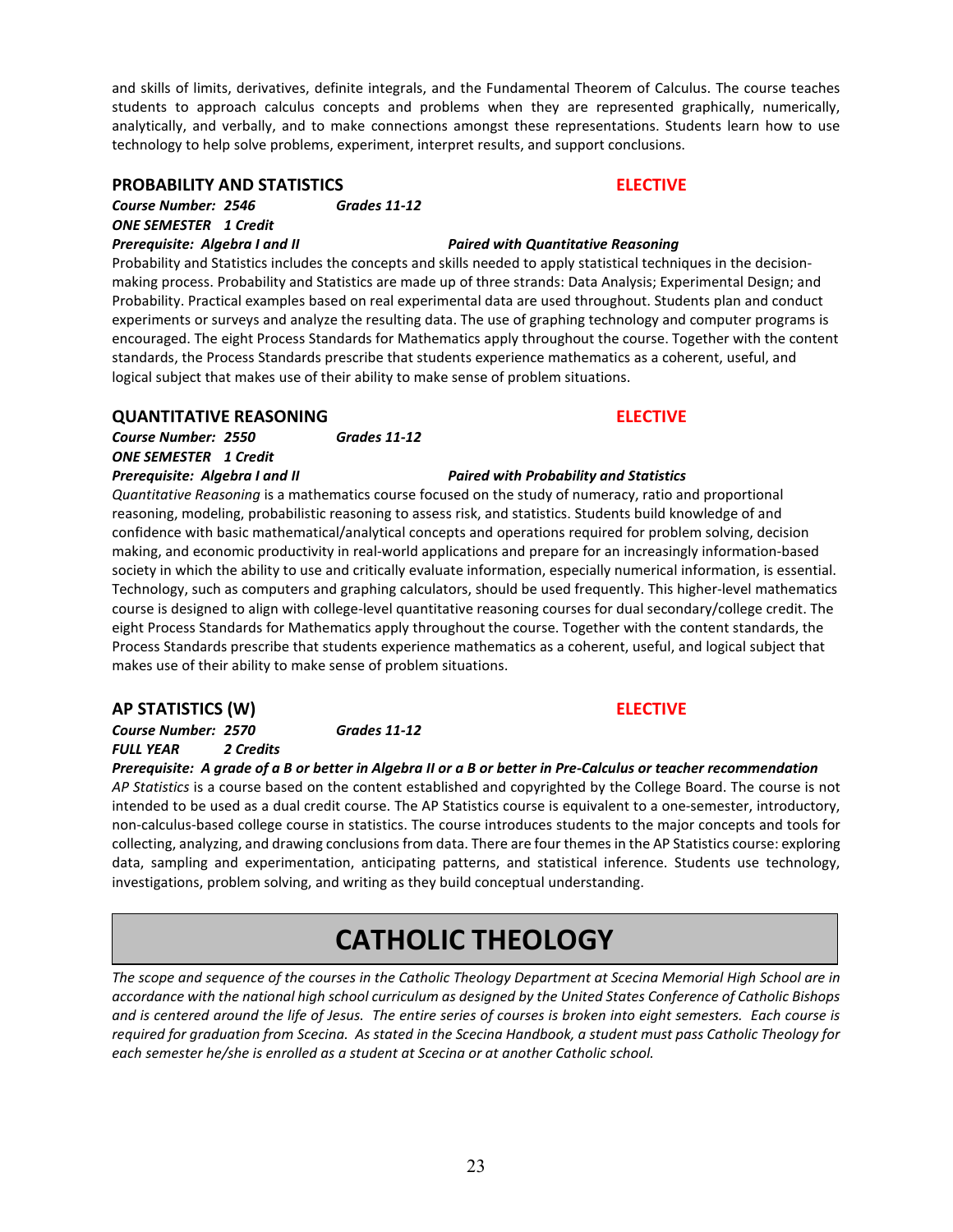and skills of limits, derivatives, definite integrals, and the Fundamental Theorem of Calculus. The course teaches students to approach calculus concepts and problems when they are represented graphically, numerically, analytically, and verbally, and to make connections amongst these representations. Students learn how to use technology to help solve problems, experiment, interpret results, and support conclusions.

### PROBABILITY AND STATISTICS — ELECTIVE

***Course Number: 2546*** ***Grades 11-12***
***ONE SEMESTER 1 Credit***
***Prerequisite: Algebra I and II*** ***Paired with Quantitative Reasoning***

Probability and Statistics includes the concepts and skills needed to apply statistical techniques in the decision-making process. Probability and Statistics are made up of three strands: Data Analysis; Experimental Design; and Probability. Practical examples based on real experimental data are used throughout. Students plan and conduct experiments or surveys and analyze the resulting data. The use of graphing technology and computer programs is encouraged. The eight Process Standards for Mathematics apply throughout the course. Together with the content standards, the Process Standards prescribe that students experience mathematics as a coherent, useful, and logical subject that makes use of their ability to make sense of problem situations.

### QUANTITATIVE REASONING — ELECTIVE

***Course Number: 2550*** ***Grades 11-12***
***ONE SEMESTER 1 Credit***
***Prerequisite: Algebra I and II*** ***Paired with Probability and Statistics***

*Quantitative Reasoning* is a mathematics course focused on the study of numeracy, ratio and proportional reasoning, modeling, probabilistic reasoning to assess risk, and statistics. Students build knowledge of and confidence with basic mathematical/analytical concepts and operations required for problem solving, decision making, and economic productivity in real-world applications and prepare for an increasingly information-based society in which the ability to use and critically evaluate information, especially numerical information, is essential. Technology, such as computers and graphing calculators, should be used frequently. This higher-level mathematics course is designed to align with college-level quantitative reasoning courses for dual secondary/college credit. The eight Process Standards for Mathematics apply throughout the course. Together with the content standards, the Process Standards prescribe that students experience mathematics as a coherent, useful, and logical subject that makes use of their ability to make sense of problem situations.

### AP STATISTICS (W) — ELECTIVE

***Course Number: 2570*** ***Grades 11-12***
***FULL YEAR 2 Credits***
***Prerequisite: A grade of a B or better in Algebra II or a B or better in Pre-Calculus or teacher recommendation***

*AP Statistics* is a course based on the content established and copyrighted by the College Board. The course is not intended to be used as a dual credit course. The AP Statistics course is equivalent to a one-semester, introductory, non-calculus-based college course in statistics. The course introduces students to the major concepts and tools for collecting, analyzing, and drawing conclusions from data. There are four themes in the AP Statistics course: exploring data, sampling and experimentation, anticipating patterns, and statistical inference. Students use technology, investigations, problem solving, and writing as they build conceptual understanding.

## CATHOLIC THEOLOGY

*The scope and sequence of the courses in the Catholic Theology Department at Scecina Memorial High School are in accordance with the national high school curriculum as designed by the United States Conference of Catholic Bishops and is centered around the life of Jesus. The entire series of courses is broken into eight semesters. Each course is required for graduation from Scecina. As stated in the Scecina Handbook, a student must pass Catholic Theology for each semester he/she is enrolled as a student at Scecina or at another Catholic school.*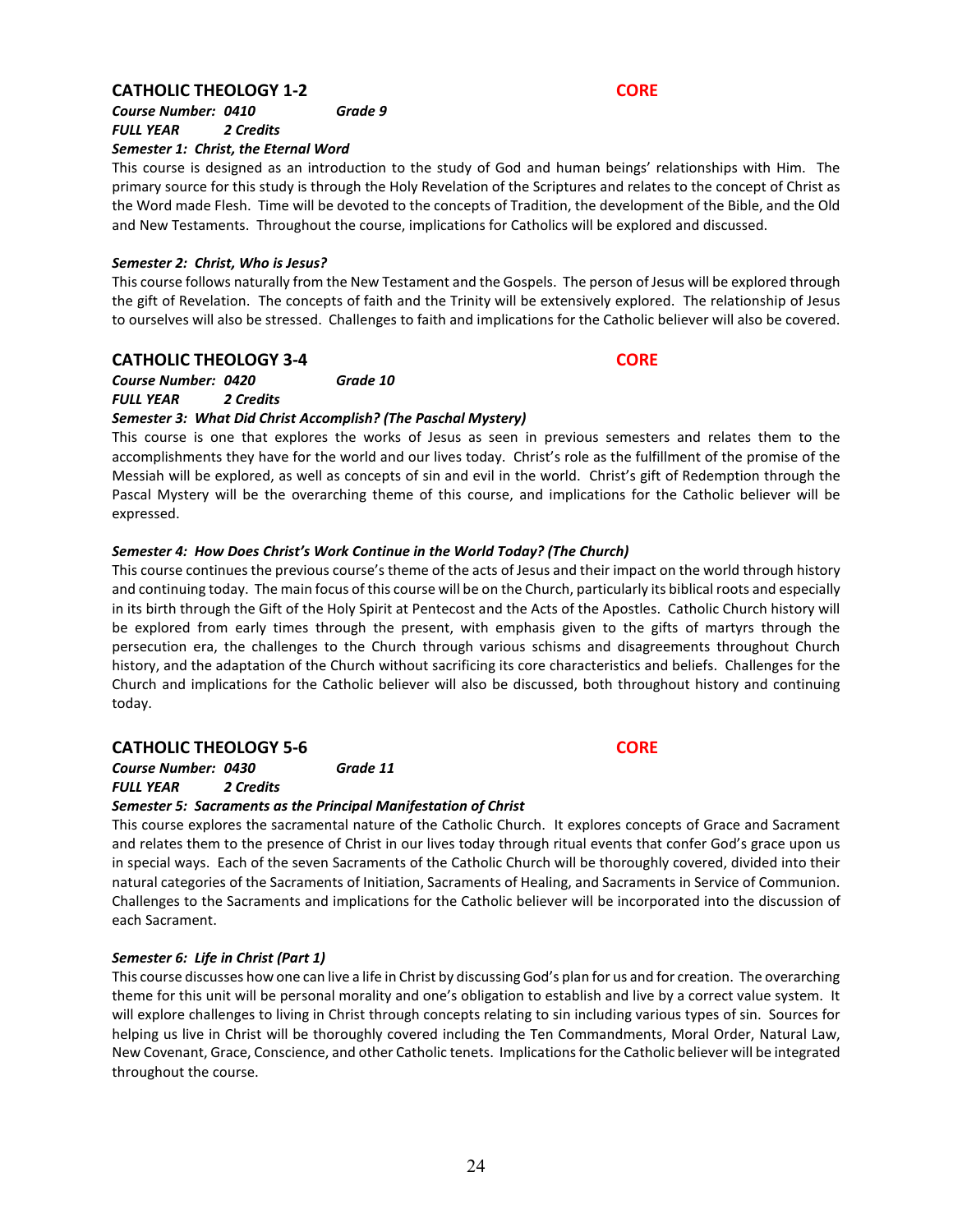## CATHOLIC THEOLOGY 1-2 **CORE**

***Course Number: 0410*** ***Grade 9***
***FULL YEAR*** ***2 Credits***

***Semester 1: Christ, the Eternal Word***

This course is designed as an introduction to the study of God and human beings' relationships with Him. The primary source for this study is through the Holy Revelation of the Scriptures and relates to the concept of Christ as the Word made Flesh. Time will be devoted to the concepts of Tradition, the development of the Bible, and the Old and New Testaments. Throughout the course, implications for Catholics will be explored and discussed.

***Semester 2: Christ, Who is Jesus?***

This course follows naturally from the New Testament and the Gospels. The person of Jesus will be explored through the gift of Revelation. The concepts of faith and the Trinity will be extensively explored. The relationship of Jesus to ourselves will also be stressed. Challenges to faith and implications for the Catholic believer will also be covered.

## CATHOLIC THEOLOGY 3-4 **CORE**

***Course Number: 0420*** ***Grade 10***
***FULL YEAR*** ***2 Credits***

***Semester 3: What Did Christ Accomplish? (The Paschal Mystery)***

This course is one that explores the works of Jesus as seen in previous semesters and relates them to the accomplishments they have for the world and our lives today. Christ's role as the fulfillment of the promise of the Messiah will be explored, as well as concepts of sin and evil in the world. Christ's gift of Redemption through the Pascal Mystery will be the overarching theme of this course, and implications for the Catholic believer will be expressed.

***Semester 4: How Does Christ's Work Continue in the World Today? (The Church)***

This course continues the previous course's theme of the acts of Jesus and their impact on the world through history and continuing today. The main focus of this course will be on the Church, particularly its biblical roots and especially in its birth through the Gift of the Holy Spirit at Pentecost and the Acts of the Apostles. Catholic Church history will be explored from early times through the present, with emphasis given to the gifts of martyrs through the persecution era, the challenges to the Church through various schisms and disagreements throughout Church history, and the adaptation of the Church without sacrificing its core characteristics and beliefs. Challenges for the Church and implications for the Catholic believer will also be discussed, both throughout history and continuing today.

## CATHOLIC THEOLOGY 5-6 **CORE**

***Course Number: 0430*** ***Grade 11***
***FULL YEAR*** ***2 Credits***

***Semester 5: Sacraments as the Principal Manifestation of Christ***

This course explores the sacramental nature of the Catholic Church. It explores concepts of Grace and Sacrament and relates them to the presence of Christ in our lives today through ritual events that confer God's grace upon us in special ways. Each of the seven Sacraments of the Catholic Church will be thoroughly covered, divided into their natural categories of the Sacraments of Initiation, Sacraments of Healing, and Sacraments in Service of Communion. Challenges to the Sacraments and implications for the Catholic believer will be incorporated into the discussion of each Sacrament.

***Semester 6: Life in Christ (Part 1)***

This course discusses how one can live a life in Christ by discussing God's plan for us and for creation. The overarching theme for this unit will be personal morality and one's obligation to establish and live by a correct value system. It will explore challenges to living in Christ through concepts relating to sin including various types of sin. Sources for helping us live in Christ will be thoroughly covered including the Ten Commandments, Moral Order, Natural Law, New Covenant, Grace, Conscience, and other Catholic tenets. Implications for the Catholic believer will be integrated throughout the course.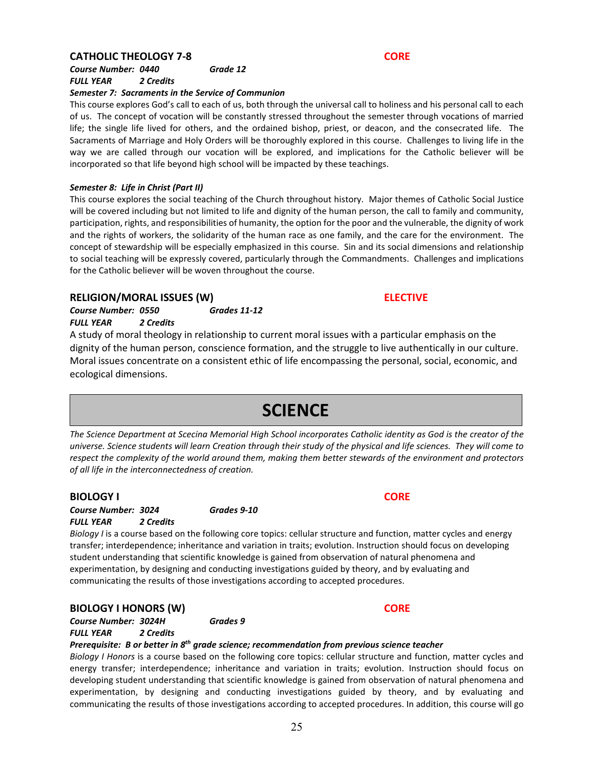### CATHOLIC THEOLOGY 7-8 — CORE

***Course Number: 0440*** ***Grade 12***
***FULL YEAR*** ***2 Credits***

***Semester 7: Sacraments in the Service of Communion***

This course explores God's call to each of us, both through the universal call to holiness and his personal call to each of us. The concept of vocation will be constantly stressed throughout the semester through vocations of married life; the single life lived for others, and the ordained bishop, priest, or deacon, and the consecrated life. The Sacraments of Marriage and Holy Orders will be thoroughly explored in this course. Challenges to living life in the way we are called through our vocation will be explored, and implications for the Catholic believer will be incorporated so that life beyond high school will be impacted by these teachings.

***Semester 8: Life in Christ (Part II)***

This course explores the social teaching of the Church throughout history. Major themes of Catholic Social Justice will be covered including but not limited to life and dignity of the human person, the call to family and community, participation, rights, and responsibilities of humanity, the option for the poor and the vulnerable, the dignity of work and the rights of workers, the solidarity of the human race as one family, and the care for the environment. The concept of stewardship will be especially emphasized in this course. Sin and its social dimensions and relationship to social teaching will be expressly covered, particularly through the Commandments. Challenges and implications for the Catholic believer will be woven throughout the course.

### RELIGION/MORAL ISSUES (W) — ELECTIVE

***Course Number: 0550*** ***Grades 11-12***
***FULL YEAR*** ***2 Credits***

A study of moral theology in relationship to current moral issues with a particular emphasis on the dignity of the human person, conscience formation, and the struggle to live authentically in our culture. Moral issues concentrate on a consistent ethic of life encompassing the personal, social, economic, and ecological dimensions.

## SCIENCE

*The Science Department at Scecina Memorial High School incorporates Catholic identity as God is the creator of the universe. Science students will learn Creation through their study of the physical and life sciences. They will come to respect the complexity of the world around them, making them better stewards of the environment and protectors of all life in the interconnectedness of creation.*

### BIOLOGY I — CORE

***Course Number: 3024*** ***Grades 9-10***
***FULL YEAR*** ***2 Credits***

*Biology I* is a course based on the following core topics: cellular structure and function, matter cycles and energy transfer; interdependence; inheritance and variation in traits; evolution. Instruction should focus on developing student understanding that scientific knowledge is gained from observation of natural phenomena and experimentation, by designing and conducting investigations guided by theory, and by evaluating and communicating the results of those investigations according to accepted procedures.

### BIOLOGY I HONORS (W) — CORE

***Course Number: 3024H*** ***Grades 9***
***FULL YEAR*** ***2 Credits***

***Prerequisite: B or better in 8th grade science; recommendation from previous science teacher***

*Biology I Honors* is a course based on the following core topics: cellular structure and function, matter cycles and energy transfer; interdependence; inheritance and variation in traits; evolution. Instruction should focus on developing student understanding that scientific knowledge is gained from observation of natural phenomena and experimentation, by designing and conducting investigations guided by theory, and by evaluating and communicating the results of those investigations according to accepted procedures. In addition, this course will go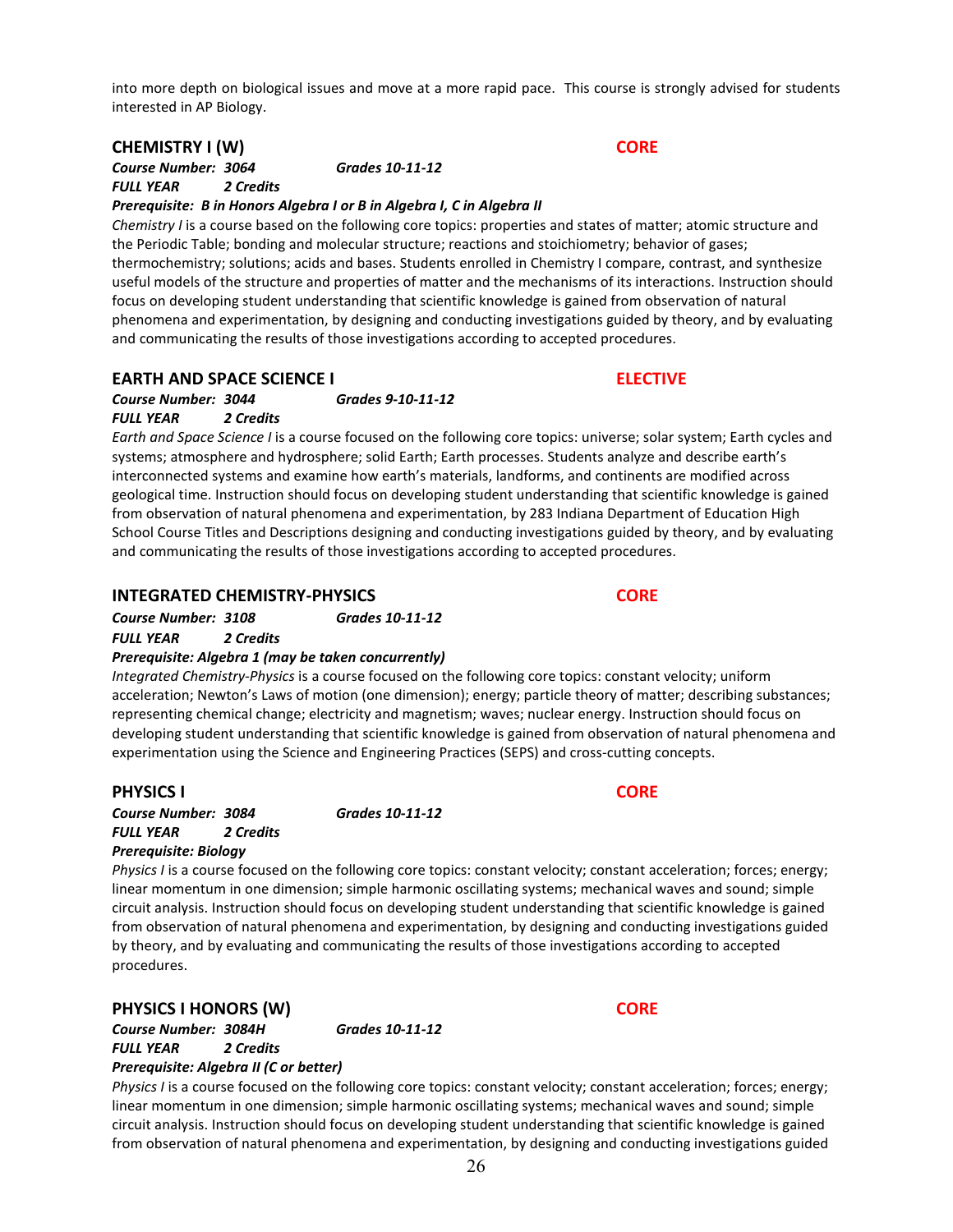into more depth on biological issues and move at a more rapid pace. This course is strongly advised for students interested in AP Biology.

### CHEMISTRY I (W) — CORE

***Course Number: 3064*** ***Grades 10-11-12***
***FULL YEAR*** ***2 Credits***
***Prerequisite: B in Honors Algebra I or B in Algebra I, C in Algebra II***

*Chemistry I* is a course based on the following core topics: properties and states of matter; atomic structure and the Periodic Table; bonding and molecular structure; reactions and stoichiometry; behavior of gases; thermochemistry; solutions; acids and bases. Students enrolled in Chemistry I compare, contrast, and synthesize useful models of the structure and properties of matter and the mechanisms of its interactions. Instruction should focus on developing student understanding that scientific knowledge is gained from observation of natural phenomena and experimentation, by designing and conducting investigations guided by theory, and by evaluating and communicating the results of those investigations according to accepted procedures.

### EARTH AND SPACE SCIENCE I — ELECTIVE

***Course Number: 3044*** ***Grades 9-10-11-12***
***FULL YEAR*** ***2 Credits***

*Earth and Space Science I* is a course focused on the following core topics: universe; solar system; Earth cycles and systems; atmosphere and hydrosphere; solid Earth; Earth processes. Students analyze and describe earth's interconnected systems and examine how earth's materials, landforms, and continents are modified across geological time. Instruction should focus on developing student understanding that scientific knowledge is gained from observation of natural phenomena and experimentation, by 283 Indiana Department of Education High School Course Titles and Descriptions designing and conducting investigations guided by theory, and by evaluating and communicating the results of those investigations according to accepted procedures.

### INTEGRATED CHEMISTRY-PHYSICS — CORE

***Course Number: 3108*** ***Grades 10-11-12***
***FULL YEAR*** ***2 Credits***
***Prerequisite: Algebra 1 (may be taken concurrently)***

*Integrated Chemistry-Physics* is a course focused on the following core topics: constant velocity; uniform acceleration; Newton's Laws of motion (one dimension); energy; particle theory of matter; describing substances; representing chemical change; electricity and magnetism; waves; nuclear energy. Instruction should focus on developing student understanding that scientific knowledge is gained from observation of natural phenomena and experimentation using the Science and Engineering Practices (SEPS) and cross-cutting concepts.

### PHYSICS I — CORE

***Course Number: 3084*** ***Grades 10-11-12***
***FULL YEAR*** ***2 Credits***
***Prerequisite: Biology***

*Physics I* is a course focused on the following core topics: constant velocity; constant acceleration; forces; energy; linear momentum in one dimension; simple harmonic oscillating systems; mechanical waves and sound; simple circuit analysis. Instruction should focus on developing student understanding that scientific knowledge is gained from observation of natural phenomena and experimentation, by designing and conducting investigations guided by theory, and by evaluating and communicating the results of those investigations according to accepted procedures.

### PHYSICS I HONORS (W) — CORE

***Course Number: 3084H*** ***Grades 10-11-12***
***FULL YEAR*** ***2 Credits***
***Prerequisite: Algebra II (C or better)***

*Physics I* is a course focused on the following core topics: constant velocity; constant acceleration; forces; energy; linear momentum in one dimension; simple harmonic oscillating systems; mechanical waves and sound; simple circuit analysis. Instruction should focus on developing student understanding that scientific knowledge is gained from observation of natural phenomena and experimentation, by designing and conducting investigations guided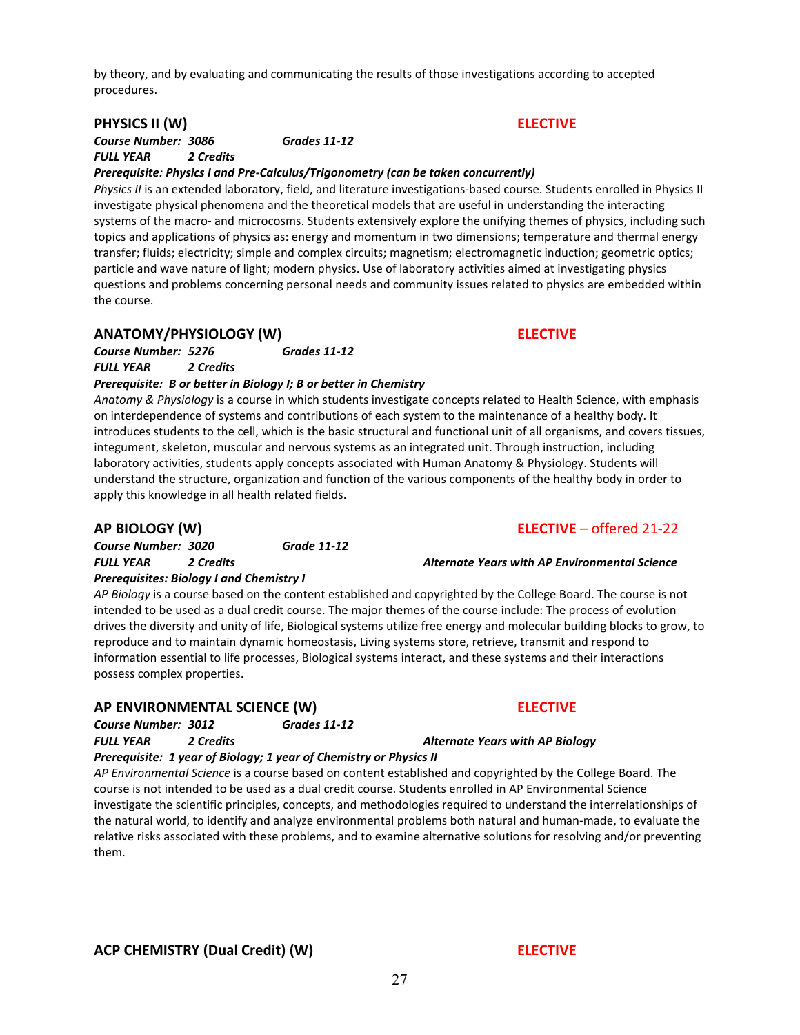by theory, and by evaluating and communicating the results of those investigations according to accepted procedures.

### PHYSICS II (W) — ELECTIVE

***Course Number: 3086*** ***Grades 11-12***
***FULL YEAR*** ***2 Credits***
***Prerequisite: Physics I and Pre-Calculus/Trigonometry (can be taken concurrently)***

*Physics II* is an extended laboratory, field, and literature investigations-based course. Students enrolled in Physics II investigate physical phenomena and the theoretical models that are useful in understanding the interacting systems of the macro- and microcosms. Students extensively explore the unifying themes of physics, including such topics and applications of physics as: energy and momentum in two dimensions; temperature and thermal energy transfer; fluids; electricity; simple and complex circuits; magnetism; electromagnetic induction; geometric optics; particle and wave nature of light; modern physics. Use of laboratory activities aimed at investigating physics questions and problems concerning personal needs and community issues related to physics are embedded within the course.

### ANATOMY/PHYSIOLOGY (W) — ELECTIVE

***Course Number: 5276*** ***Grades 11-12***
***FULL YEAR*** ***2 Credits***
***Prerequisite: B or better in Biology I; B or better in Chemistry***

*Anatomy & Physiology* is a course in which students investigate concepts related to Health Science, with emphasis on interdependence of systems and contributions of each system to the maintenance of a healthy body. It introduces students to the cell, which is the basic structural and functional unit of all organisms, and covers tissues, integument, skeleton, muscular and nervous systems as an integrated unit. Through instruction, including laboratory activities, students apply concepts associated with Human Anatomy & Physiology. Students will understand the structure, organization and function of the various components of the healthy body in order to apply this knowledge in all health related fields.

### AP BIOLOGY (W) — ELECTIVE – offered 21-22

***Course Number: 3020*** ***Grade 11-12***
***FULL YEAR*** ***2 Credits*** ***Alternate Years with AP Environmental Science***
***Prerequisites: Biology I and Chemistry I***

*AP Biology* is a course based on the content established and copyrighted by the College Board. The course is not intended to be used as a dual credit course. The major themes of the course include: The process of evolution drives the diversity and unity of life, Biological systems utilize free energy and molecular building blocks to grow, to reproduce and to maintain dynamic homeostasis, Living systems store, retrieve, transmit and respond to information essential to life processes, Biological systems interact, and these systems and their interactions possess complex properties.

### AP ENVIRONMENTAL SCIENCE (W) — ELECTIVE

***Course Number: 3012*** ***Grades 11-12***
***FULL YEAR*** ***2 Credits*** ***Alternate Years with AP Biology***
***Prerequisite: 1 year of Biology; 1 year of Chemistry or Physics II***

*AP Environmental Science* is a course based on content established and copyrighted by the College Board. The course is not intended to be used as a dual credit course. Students enrolled in AP Environmental Science investigate the scientific principles, concepts, and methodologies required to understand the interrelationships of the natural world, to identify and analyze environmental problems both natural and human-made, to evaluate the relative risks associated with these problems, and to examine alternative solutions for resolving and/or preventing them.

### ACP CHEMISTRY (Dual Credit) (W) — ELECTIVE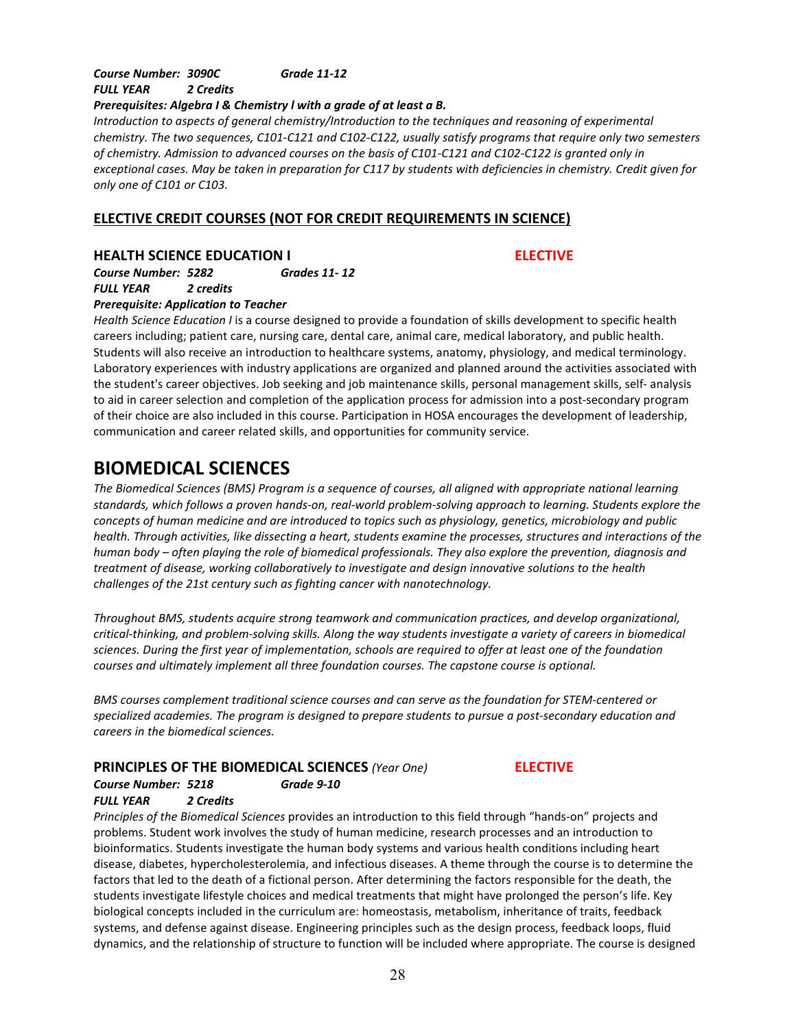*Course Number: 3090C* *Grade 11-12*
*FULL YEAR* *2 Credits*
***Prerequisites: Algebra I & Chemistry l with a grade of at least a B.***
*Introduction to aspects of general chemistry/Introduction to the techniques and reasoning of experimental chemistry. The two sequences, C101-C121 and C102-C122, usually satisfy programs that require only two semesters of chemistry. Admission to advanced courses on the basis of C101-C121 and C102-C122 is granted only in exceptional cases. May be taken in preparation for C117 by students with deficiencies in chemistry. Credit given for only one of C101 or C103.*

## ELECTIVE CREDIT COURSES (NOT FOR CREDIT REQUIREMENTS IN SCIENCE)

### HEALTH SCIENCE EDUCATION I — ELECTIVE

*Course Number: 5282* *Grades 11- 12*
*FULL YEAR* *2 credits*
***Prerequisite: Application to Teacher***
*Health Science Education I* is a course designed to provide a foundation of skills development to specific health careers including; patient care, nursing care, dental care, animal care, medical laboratory, and public health. Students will also receive an introduction to healthcare systems, anatomy, physiology, and medical terminology. Laboratory experiences with industry applications are organized and planned around the activities associated with the student's career objectives. Job seeking and job maintenance skills, personal management skills, self- analysis to aid in career selection and completion of the application process for admission into a post-secondary program of their choice are also included in this course. Participation in HOSA encourages the development of leadership, communication and career related skills, and opportunities for community service.

# BIOMEDICAL SCIENCES

*The Biomedical Sciences (BMS) Program is a sequence of courses, all aligned with appropriate national learning standards, which follows a proven hands-on, real-world problem-solving approach to learning. Students explore the concepts of human medicine and are introduced to topics such as physiology, genetics, microbiology and public health. Through activities, like dissecting a heart, students examine the processes, structures and interactions of the human body – often playing the role of biomedical professionals. They also explore the prevention, diagnosis and treatment of disease, working collaboratively to investigate and design innovative solutions to the health challenges of the 21st century such as fighting cancer with nanotechnology.*

*Throughout BMS, students acquire strong teamwork and communication practices, and develop organizational, critical-thinking, and problem-solving skills. Along the way students investigate a variety of careers in biomedical sciences. During the first year of implementation, schools are required to offer at least one of the foundation courses and ultimately implement all three foundation courses. The capstone course is optional.*

*BMS courses complement traditional science courses and can serve as the foundation for STEM-centered or specialized academies. The program is designed to prepare students to pursue a post-secondary education and careers in the biomedical sciences.*

### PRINCIPLES OF THE BIOMEDICAL SCIENCES *(Year One)* — ELECTIVE

*Course Number: 5218* *Grade 9-10*
*FULL YEAR* *2 Credits*
*Principles of the Biomedical Sciences* provides an introduction to this field through "hands-on" projects and problems. Student work involves the study of human medicine, research processes and an introduction to bioinformatics. Students investigate the human body systems and various health conditions including heart disease, diabetes, hypercholesterolemia, and infectious diseases. A theme through the course is to determine the factors that led to the death of a fictional person. After determining the factors responsible for the death, the students investigate lifestyle choices and medical treatments that might have prolonged the person's life. Key biological concepts included in the curriculum are: homeostasis, metabolism, inheritance of traits, feedback systems, and defense against disease. Engineering principles such as the design process, feedback loops, fluid dynamics, and the relationship of structure to function will be included where appropriate. The course is designed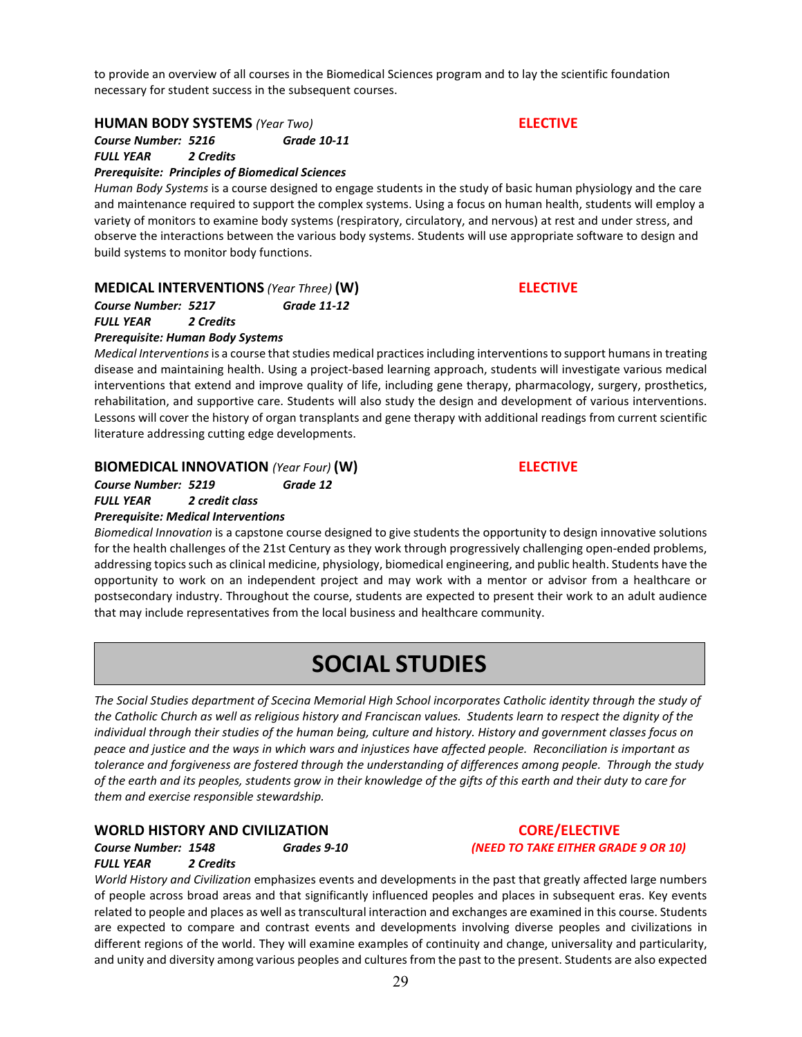to provide an overview of all courses in the Biomedical Sciences program and to lay the scientific foundation necessary for student success in the subsequent courses.

### HUMAN BODY SYSTEMS *(Year Two)* ELECTIVE

***Course Number: 5216*** ***Grade 10-11***
***FULL YEAR*** ***2 Credits***
***Prerequisite: Principles of Biomedical Sciences***

*Human Body Systems* is a course designed to engage students in the study of basic human physiology and the care and maintenance required to support the complex systems. Using a focus on human health, students will employ a variety of monitors to examine body systems (respiratory, circulatory, and nervous) at rest and under stress, and observe the interactions between the various body systems. Students will use appropriate software to design and build systems to monitor body functions.

### MEDICAL INTERVENTIONS *(Year Three)* (W) ELECTIVE

***Course Number: 5217*** ***Grade 11-12***
***FULL YEAR*** ***2 Credits***
***Prerequisite: Human Body Systems***

*Medical Interventions* is a course that studies medical practices including interventions to support humans in treating disease and maintaining health. Using a project-based learning approach, students will investigate various medical interventions that extend and improve quality of life, including gene therapy, pharmacology, surgery, prosthetics, rehabilitation, and supportive care. Students will also study the design and development of various interventions. Lessons will cover the history of organ transplants and gene therapy with additional readings from current scientific literature addressing cutting edge developments.

### BIOMEDICAL INNOVATION *(Year Four)* (W) ELECTIVE

***Course Number: 5219*** ***Grade 12***
***FULL YEAR*** ***2 credit class***
***Prerequisite: Medical Interventions***

*Biomedical Innovation* is a capstone course designed to give students the opportunity to design innovative solutions for the health challenges of the 21st Century as they work through progressively challenging open-ended problems, addressing topics such as clinical medicine, physiology, biomedical engineering, and public health. Students have the opportunity to work on an independent project and may work with a mentor or advisor from a healthcare or postsecondary industry. Throughout the course, students are expected to present their work to an adult audience that may include representatives from the local business and healthcare community.

# SOCIAL STUDIES

*The Social Studies department of Scecina Memorial High School incorporates Catholic identity through the study of the Catholic Church as well as religious history and Franciscan values. Students learn to respect the dignity of the individual through their studies of the human being, culture and history. History and government classes focus on peace and justice and the ways in which wars and injustices have affected people. Reconciliation is important as tolerance and forgiveness are fostered through the understanding of differences among people. Through the study of the earth and its peoples, students grow in their knowledge of the gifts of this earth and their duty to care for them and exercise responsible stewardship.*

### WORLD HISTORY AND CIVILIZATION CORE/ELECTIVE

***Course Number: 1548*** ***Grades 9-10*** ***(NEED TO TAKE EITHER GRADE 9 OR 10)***
***FULL YEAR*** ***2 Credits***

*World History and Civilization* emphasizes events and developments in the past that greatly affected large numbers of people across broad areas and that significantly influenced peoples and places in subsequent eras. Key events related to people and places as well as transcultural interaction and exchanges are examined in this course. Students are expected to compare and contrast events and developments involving diverse peoples and civilizations in different regions of the world. They will examine examples of continuity and change, universality and particularity, and unity and diversity among various peoples and cultures from the past to the present. Students are also expected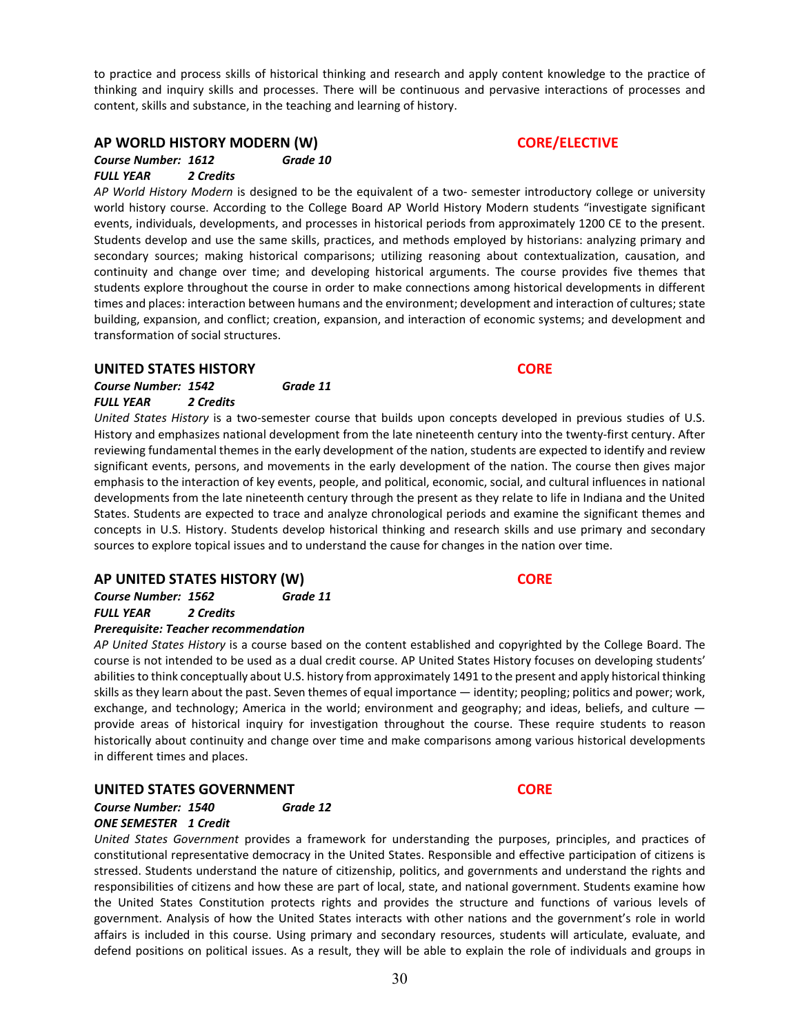to practice and process skills of historical thinking and research and apply content knowledge to the practice of thinking and inquiry skills and processes. There will be continuous and pervasive interactions of processes and content, skills and substance, in the teaching and learning of history.

## AP WORLD HISTORY MODERN (W) — CORE/ELECTIVE

***Course Number: 1612*** ***Grade 10***
***FULL YEAR*** ***2 Credits***

*AP World History Modern* is designed to be the equivalent of a two- semester introductory college or university world history course. According to the College Board AP World History Modern students "investigate significant events, individuals, developments, and processes in historical periods from approximately 1200 CE to the present. Students develop and use the same skills, practices, and methods employed by historians: analyzing primary and secondary sources; making historical comparisons; utilizing reasoning about contextualization, causation, and continuity and change over time; and developing historical arguments. The course provides five themes that students explore throughout the course in order to make connections among historical developments in different times and places: interaction between humans and the environment; development and interaction of cultures; state building, expansion, and conflict; creation, expansion, and interaction of economic systems; and development and transformation of social structures.

## UNITED STATES HISTORY — CORE

***Course Number: 1542*** ***Grade 11***
***FULL YEAR*** ***2 Credits***

*United States History* is a two-semester course that builds upon concepts developed in previous studies of U.S. History and emphasizes national development from the late nineteenth century into the twenty-first century. After reviewing fundamental themes in the early development of the nation, students are expected to identify and review significant events, persons, and movements in the early development of the nation. The course then gives major emphasis to the interaction of key events, people, and political, economic, social, and cultural influences in national developments from the late nineteenth century through the present as they relate to life in Indiana and the United States. Students are expected to trace and analyze chronological periods and examine the significant themes and concepts in U.S. History. Students develop historical thinking and research skills and use primary and secondary sources to explore topical issues and to understand the cause for changes in the nation over time.

## AP UNITED STATES HISTORY (W) — CORE

***Course Number: 1562*** ***Grade 11***
***FULL YEAR*** ***2 Credits***
***Prerequisite: Teacher recommendation***

*AP United States History* is a course based on the content established and copyrighted by the College Board. The course is not intended to be used as a dual credit course. AP United States History focuses on developing students' abilities to think conceptually about U.S. history from approximately 1491 to the present and apply historical thinking skills as they learn about the past. Seven themes of equal importance — identity; peopling; politics and power; work, exchange, and technology; America in the world; environment and geography; and ideas, beliefs, and culture — provide areas of historical inquiry for investigation throughout the course. These require students to reason historically about continuity and change over time and make comparisons among various historical developments in different times and places.

## UNITED STATES GOVERNMENT — CORE

***Course Number: 1540*** ***Grade 12***
***ONE SEMESTER*** ***1 Credit***

*United States Government* provides a framework for understanding the purposes, principles, and practices of constitutional representative democracy in the United States. Responsible and effective participation of citizens is stressed. Students understand the nature of citizenship, politics, and governments and understand the rights and responsibilities of citizens and how these are part of local, state, and national government. Students examine how the United States Constitution protects rights and provides the structure and functions of various levels of government. Analysis of how the United States interacts with other nations and the government's role in world affairs is included in this course. Using primary and secondary resources, students will articulate, evaluate, and defend positions on political issues. As a result, they will be able to explain the role of individuals and groups in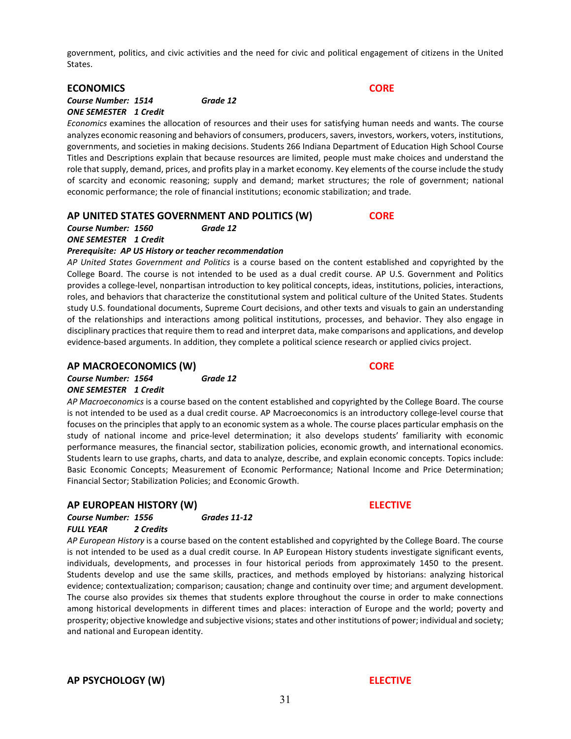government, politics, and civic activities and the need for civic and political engagement of citizens in the United States.

## ECONOMICS — CORE

***Course Number: 1514*** ***Grade 12***
***ONE SEMESTER 1 Credit***

*Economics* examines the allocation of resources and their uses for satisfying human needs and wants. The course analyzes economic reasoning and behaviors of consumers, producers, savers, investors, workers, voters, institutions, governments, and societies in making decisions. Students 266 Indiana Department of Education High School Course Titles and Descriptions explain that because resources are limited, people must make choices and understand the role that supply, demand, prices, and profits play in a market economy. Key elements of the course include the study of scarcity and economic reasoning; supply and demand; market structures; the role of government; national economic performance; the role of financial institutions; economic stabilization; and trade.

## AP UNITED STATES GOVERNMENT AND POLITICS (W) — CORE

***Course Number: 1560*** ***Grade 12***
***ONE SEMESTER 1 Credit***
***Prerequisite: AP US History or teacher recommendation***

*AP United States Government and Politics* is a course based on the content established and copyrighted by the College Board. The course is not intended to be used as a dual credit course. AP U.S. Government and Politics provides a college-level, nonpartisan introduction to key political concepts, ideas, institutions, policies, interactions, roles, and behaviors that characterize the constitutional system and political culture of the United States. Students study U.S. foundational documents, Supreme Court decisions, and other texts and visuals to gain an understanding of the relationships and interactions among political institutions, processes, and behavior. They also engage in disciplinary practices that require them to read and interpret data, make comparisons and applications, and develop evidence-based arguments. In addition, they complete a political science research or applied civics project.

## AP MACROECONOMICS (W) — CORE

***Course Number: 1564*** ***Grade 12***
***ONE SEMESTER 1 Credit***

*AP Macroeconomics* is a course based on the content established and copyrighted by the College Board. The course is not intended to be used as a dual credit course. AP Macroeconomics is an introductory college-level course that focuses on the principles that apply to an economic system as a whole. The course places particular emphasis on the study of national income and price-level determination; it also develops students' familiarity with economic performance measures, the financial sector, stabilization policies, economic growth, and international economics. Students learn to use graphs, charts, and data to analyze, describe, and explain economic concepts. Topics include: Basic Economic Concepts; Measurement of Economic Performance; National Income and Price Determination; Financial Sector; Stabilization Policies; and Economic Growth.

## AP EUROPEAN HISTORY (W) — ELECTIVE

***Course Number: 1556*** ***Grades 11-12***
***FULL YEAR 2 Credits***

*AP European History* is a course based on the content established and copyrighted by the College Board. The course is not intended to be used as a dual credit course. In AP European History students investigate significant events, individuals, developments, and processes in four historical periods from approximately 1450 to the present. Students develop and use the same skills, practices, and methods employed by historians: analyzing historical evidence; contextualization; comparison; causation; change and continuity over time; and argument development. The course also provides six themes that students explore throughout the course in order to make connections among historical developments in different times and places: interaction of Europe and the world; poverty and prosperity; objective knowledge and subjective visions; states and other institutions of power; individual and society; and national and European identity.

## AP PSYCHOLOGY (W) — ELECTIVE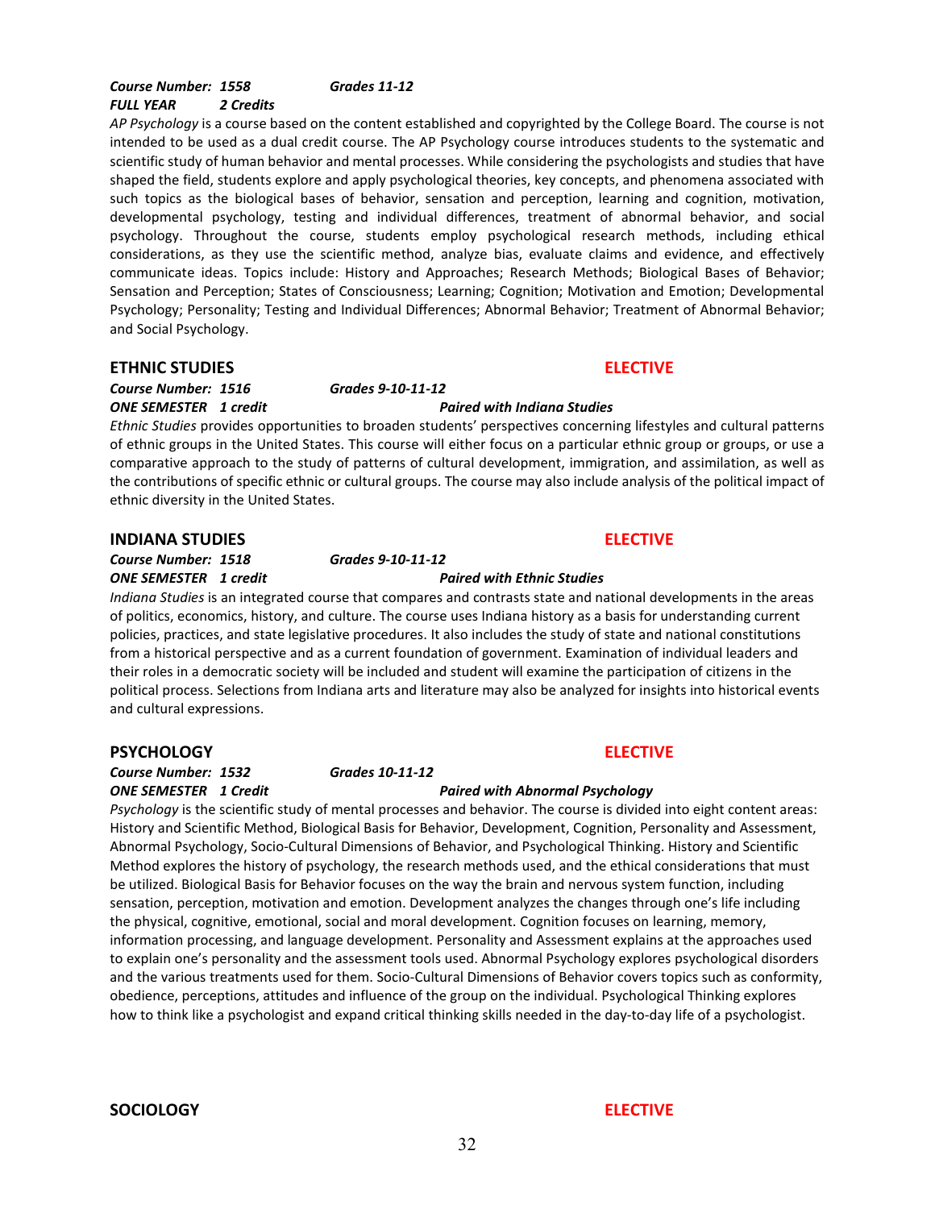***Course Number: 1558*** ***Grades 11-12***
***FULL YEAR*** ***2 Credits***

*AP Psychology* is a course based on the content established and copyrighted by the College Board. The course is not intended to be used as a dual credit course. The AP Psychology course introduces students to the systematic and scientific study of human behavior and mental processes. While considering the psychologists and studies that have shaped the field, students explore and apply psychological theories, key concepts, and phenomena associated with such topics as the biological bases of behavior, sensation and perception, learning and cognition, motivation, developmental psychology, testing and individual differences, treatment of abnormal behavior, and social psychology. Throughout the course, students employ psychological research methods, including ethical considerations, as they use the scientific method, analyze bias, evaluate claims and evidence, and effectively communicate ideas. Topics include: History and Approaches; Research Methods; Biological Bases of Behavior; Sensation and Perception; States of Consciousness; Learning; Cognition; Motivation and Emotion; Developmental Psychology; Personality; Testing and Individual Differences; Abnormal Behavior; Treatment of Abnormal Behavior; and Social Psychology.

## ETHNIC STUDIES — ELECTIVE

***Course Number: 1516*** ***Grades 9-10-11-12***
***ONE SEMESTER 1 credit*** ***Paired with Indiana Studies***

*Ethnic Studies* provides opportunities to broaden students' perspectives concerning lifestyles and cultural patterns of ethnic groups in the United States. This course will either focus on a particular ethnic group or groups, or use a comparative approach to the study of patterns of cultural development, immigration, and assimilation, as well as the contributions of specific ethnic or cultural groups. The course may also include analysis of the political impact of ethnic diversity in the United States.

## INDIANA STUDIES — ELECTIVE

***Course Number: 1518*** ***Grades 9-10-11-12***
***ONE SEMESTER 1 credit*** ***Paired with Ethnic Studies***

*Indiana Studies* is an integrated course that compares and contrasts state and national developments in the areas of politics, economics, history, and culture. The course uses Indiana history as a basis for understanding current policies, practices, and state legislative procedures. It also includes the study of state and national constitutions from a historical perspective and as a current foundation of government. Examination of individual leaders and their roles in a democratic society will be included and student will examine the participation of citizens in the political process. Selections from Indiana arts and literature may also be analyzed for insights into historical events and cultural expressions.

## PSYCHOLOGY — ELECTIVE

***Course Number: 1532*** ***Grades 10-11-12***
***ONE SEMESTER 1 Credit*** ***Paired with Abnormal Psychology***

*Psychology* is the scientific study of mental processes and behavior. The course is divided into eight content areas: History and Scientific Method, Biological Basis for Behavior, Development, Cognition, Personality and Assessment, Abnormal Psychology, Socio-Cultural Dimensions of Behavior, and Psychological Thinking. History and Scientific Method explores the history of psychology, the research methods used, and the ethical considerations that must be utilized. Biological Basis for Behavior focuses on the way the brain and nervous system function, including sensation, perception, motivation and emotion. Development analyzes the changes through one's life including the physical, cognitive, emotional, social and moral development. Cognition focuses on learning, memory, information processing, and language development. Personality and Assessment explains at the approaches used to explain one's personality and the assessment tools used. Abnormal Psychology explores psychological disorders and the various treatments used for them. Socio-Cultural Dimensions of Behavior covers topics such as conformity, obedience, perceptions, attitudes and influence of the group on the individual. Psychological Thinking explores how to think like a psychologist and expand critical thinking skills needed in the day-to-day life of a psychologist.

## SOCIOLOGY — ELECTIVE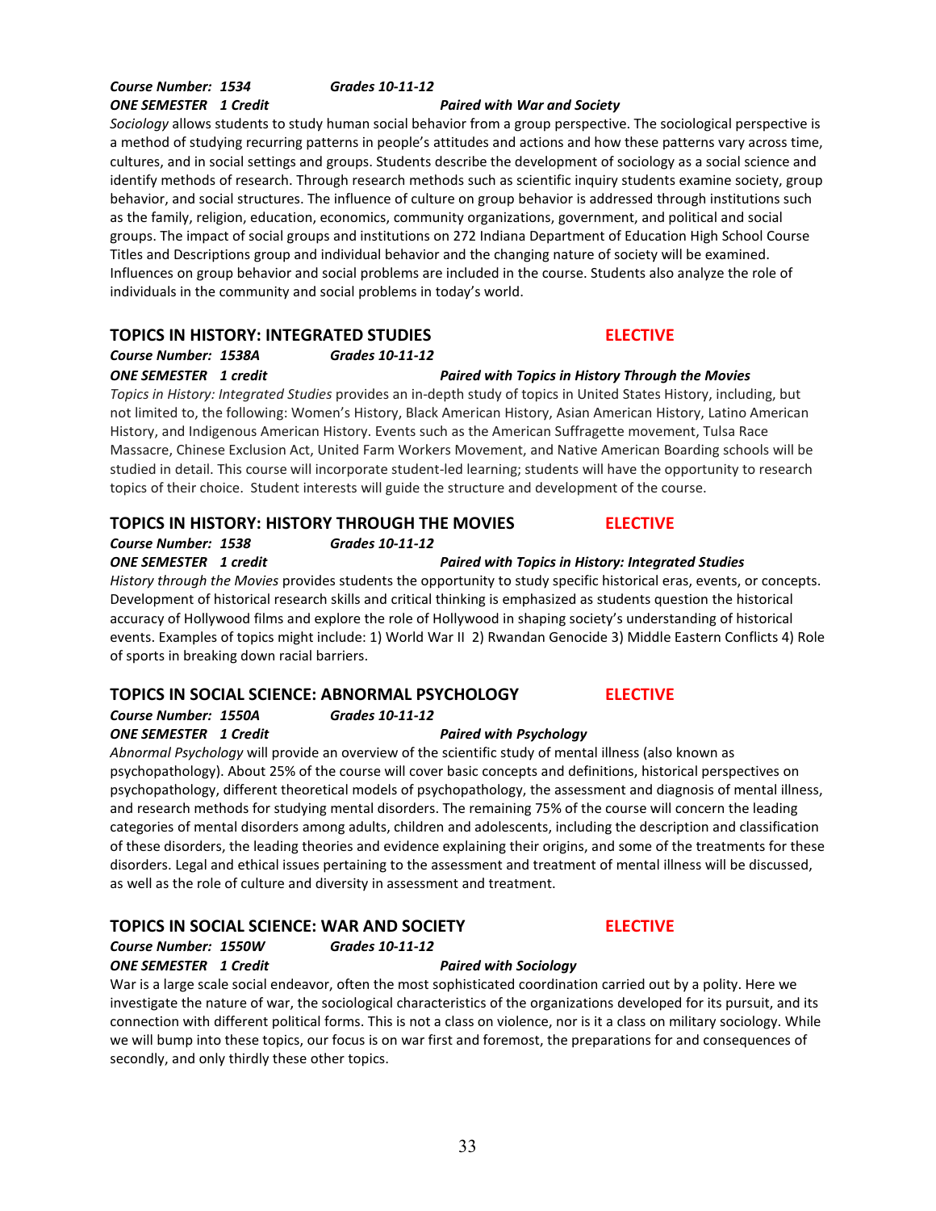***Course Number: 1534*** ***Grades 10-11-12***
***ONE SEMESTER 1 Credit*** ***Paired with War and Society***

*Sociology* allows students to study human social behavior from a group perspective. The sociological perspective is a method of studying recurring patterns in people's attitudes and actions and how these patterns vary across time, cultures, and in social settings and groups. Students describe the development of sociology as a social science and identify methods of research. Through research methods such as scientific inquiry students examine society, group behavior, and social structures. The influence of culture on group behavior is addressed through institutions such as the family, religion, education, economics, community organizations, government, and political and social groups. The impact of social groups and institutions on 272 Indiana Department of Education High School Course Titles and Descriptions group and individual behavior and the changing nature of society will be examined. Influences on group behavior and social problems are included in the course. Students also analyze the role of individuals in the community and social problems in today's world.

## TOPICS IN HISTORY: INTEGRATED STUDIES — ELECTIVE

***Course Number: 1538A*** ***Grades 10-11-12***
***ONE SEMESTER 1 credit*** ***Paired with Topics in History Through the Movies***

*Topics in History: Integrated Studies* provides an in-depth study of topics in United States History, including, but not limited to, the following: Women's History, Black American History, Asian American History, Latino American History, and Indigenous American History. Events such as the American Suffragette movement, Tulsa Race Massacre, Chinese Exclusion Act, United Farm Workers Movement, and Native American Boarding schools will be studied in detail. This course will incorporate student-led learning; students will have the opportunity to research topics of their choice. Student interests will guide the structure and development of the course.

## TOPICS IN HISTORY: HISTORY THROUGH THE MOVIES — ELECTIVE

***Course Number: 1538*** ***Grades 10-11-12***
***ONE SEMESTER 1 credit*** ***Paired with Topics in History: Integrated Studies***

*History through the Movies* provides students the opportunity to study specific historical eras, events, or concepts. Development of historical research skills and critical thinking is emphasized as students question the historical accuracy of Hollywood films and explore the role of Hollywood in shaping society's understanding of historical events. Examples of topics might include: 1) World War II 2) Rwandan Genocide 3) Middle Eastern Conflicts 4) Role of sports in breaking down racial barriers.

## TOPICS IN SOCIAL SCIENCE: ABNORMAL PSYCHOLOGY — ELECTIVE

***Course Number: 1550A*** ***Grades 10-11-12***
***ONE SEMESTER 1 Credit*** ***Paired with Psychology***

*Abnormal Psychology* will provide an overview of the scientific study of mental illness (also known as psychopathology). About 25% of the course will cover basic concepts and definitions, historical perspectives on psychopathology, different theoretical models of psychopathology, the assessment and diagnosis of mental illness, and research methods for studying mental disorders. The remaining 75% of the course will concern the leading categories of mental disorders among adults, children and adolescents, including the description and classification of these disorders, the leading theories and evidence explaining their origins, and some of the treatments for these disorders. Legal and ethical issues pertaining to the assessment and treatment of mental illness will be discussed, as well as the role of culture and diversity in assessment and treatment.

## TOPICS IN SOCIAL SCIENCE: WAR AND SOCIETY — ELECTIVE

***Course Number: 1550W*** ***Grades 10-11-12***
***ONE SEMESTER 1 Credit*** ***Paired with Sociology***

War is a large scale social endeavor, often the most sophisticated coordination carried out by a polity. Here we investigate the nature of war, the sociological characteristics of the organizations developed for its pursuit, and its connection with different political forms. This is not a class on violence, nor is it a class on military sociology. While we will bump into these topics, our focus is on war first and foremost, the preparations for and consequences of secondly, and only thirdly these other topics.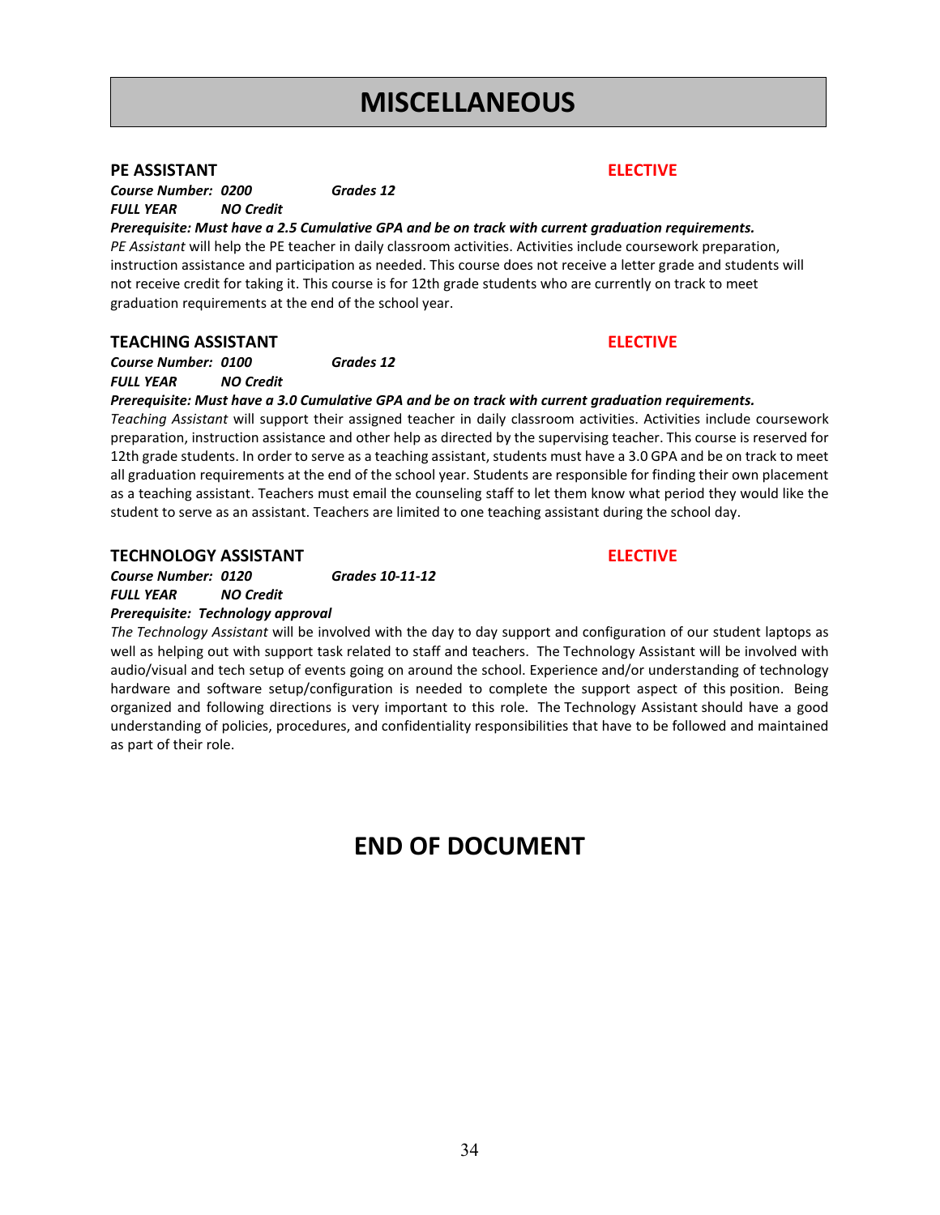# MISCELLANEOUS

## PE ASSISTANT — ELECTIVE

***Course Number: 0200*** ***Grades 12***
***FULL YEAR*** ***NO Credit***

***Prerequisite: Must have a 2.5 Cumulative GPA and be on track with current graduation requirements.***

*PE Assistant* will help the PE teacher in daily classroom activities. Activities include coursework preparation, instruction assistance and participation as needed. This course does not receive a letter grade and students will not receive credit for taking it. This course is for 12th grade students who are currently on track to meet graduation requirements at the end of the school year.

## TEACHING ASSISTANT — ELECTIVE

***Course Number: 0100*** ***Grades 12***
***FULL YEAR*** ***NO Credit***

***Prerequisite: Must have a 3.0 Cumulative GPA and be on track with current graduation requirements.***

*Teaching Assistant* will support their assigned teacher in daily classroom activities. Activities include coursework preparation, instruction assistance and other help as directed by the supervising teacher. This course is reserved for 12th grade students. In order to serve as a teaching assistant, students must have a 3.0 GPA and be on track to meet all graduation requirements at the end of the school year. Students are responsible for finding their own placement as a teaching assistant. Teachers must email the counseling staff to let them know what period they would like the student to serve as an assistant. Teachers are limited to one teaching assistant during the school day.

## TECHNOLOGY ASSISTANT — ELECTIVE

***Course Number: 0120*** ***Grades 10-11-12***
***FULL YEAR*** ***NO Credit***

***Prerequisite: Technology approval***

*The Technology Assistant* will be involved with the day to day support and configuration of our student laptops as well as helping out with support task related to staff and teachers. The Technology Assistant will be involved with audio/visual and tech setup of events going on around the school. Experience and/or understanding of technology hardware and software setup/configuration is needed to complete the support aspect of this position. Being organized and following directions is very important to this role. The Technology Assistant should have a good understanding of policies, procedures, and confidentiality responsibilities that have to be followed and maintained as part of their role.

# END OF DOCUMENT